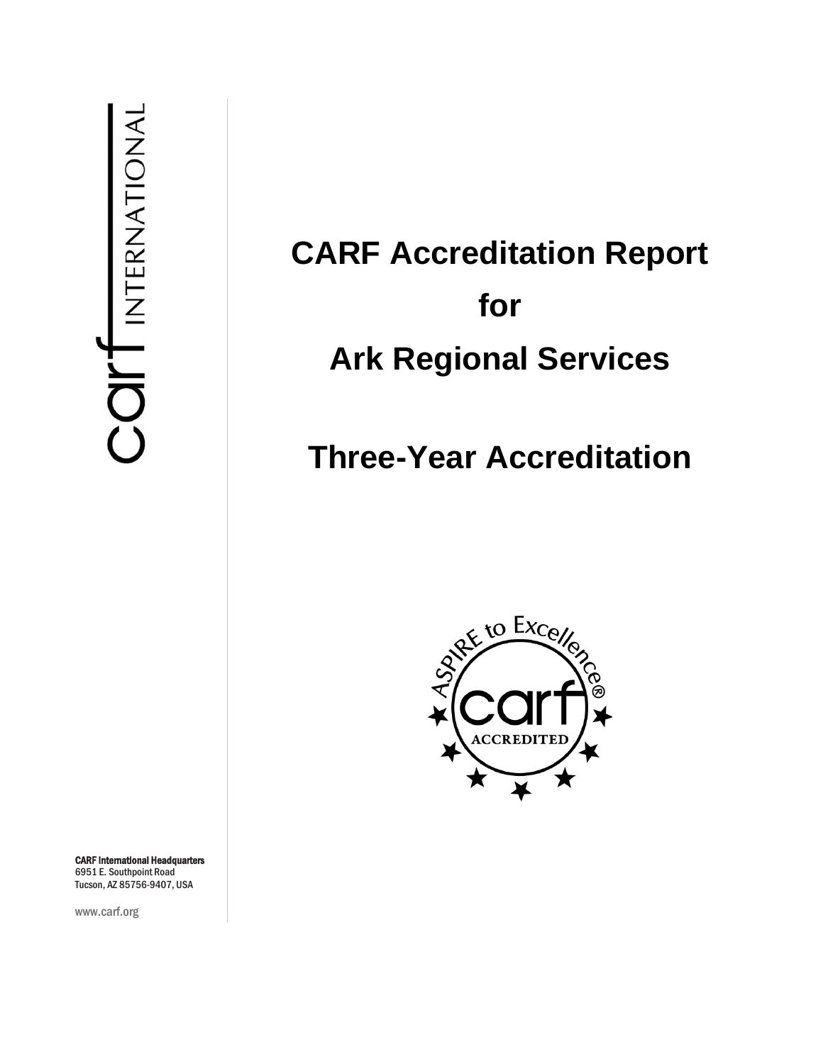# CARF Accreditation Report for Ark Regional Services

## Three-Year Accreditation

**CARF International Headquarters**
6951 E. Southpoint Road
Tucson, AZ 85756-9407, USA

www.carf.org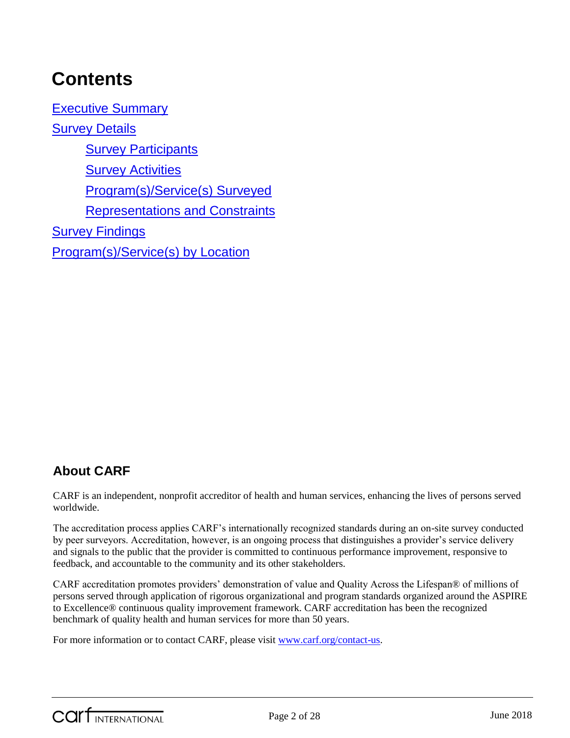# Contents

[Executive Summary](#)

[Survey Details](#)

- [Survey Participants](#)
- [Survey Activities](#)
- [Program(s)/Service(s) Surveyed](#)
- [Representations and Constraints](#)

[Survey Findings](#)

[Program(s)/Service(s) by Location](#)

## About CARF

CARF is an independent, nonprofit accreditor of health and human services, enhancing the lives of persons served worldwide.

The accreditation process applies CARF's internationally recognized standards during an on-site survey conducted by peer surveyors. Accreditation, however, is an ongoing process that distinguishes a provider's service delivery and signals to the public that the provider is committed to continuous performance improvement, responsive to feedback, and accountable to the community and its other stakeholders.

CARF accreditation promotes providers' demonstration of value and Quality Across the Lifespan® of millions of persons served through application of rigorous organizational and program standards organized around the ASPIRE to Excellence® continuous quality improvement framework. CARF accreditation has been the recognized benchmark of quality health and human services for more than 50 years.

For more information or to contact CARF, please visit [www.carf.org/contact-us](http://www.carf.org/contact-us).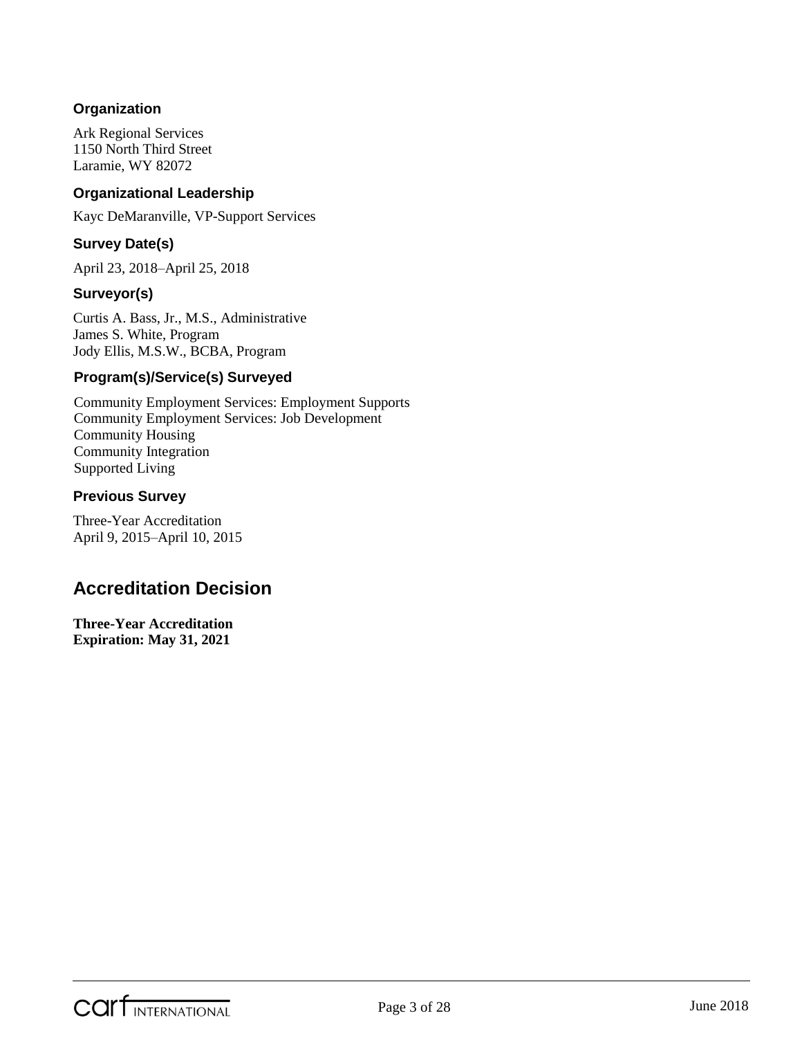### Organization

Ark Regional Services
1150 North Third Street
Laramie, WY 82072

### Organizational Leadership

Kayc DeMaranville, VP-Support Services

### Survey Date(s)

April 23, 2018–April 25, 2018

### Surveyor(s)

Curtis A. Bass, Jr., M.S., Administrative
James S. White, Program
Jody Ellis, M.S.W., BCBA, Program

### Program(s)/Service(s) Surveyed

Community Employment Services: Employment Supports
Community Employment Services: Job Development
Community Housing
Community Integration
Supported Living

### Previous Survey

Three-Year Accreditation
April 9, 2015–April 10, 2015

## Accreditation Decision

**Three-Year Accreditation**
**Expiration: May 31, 2021**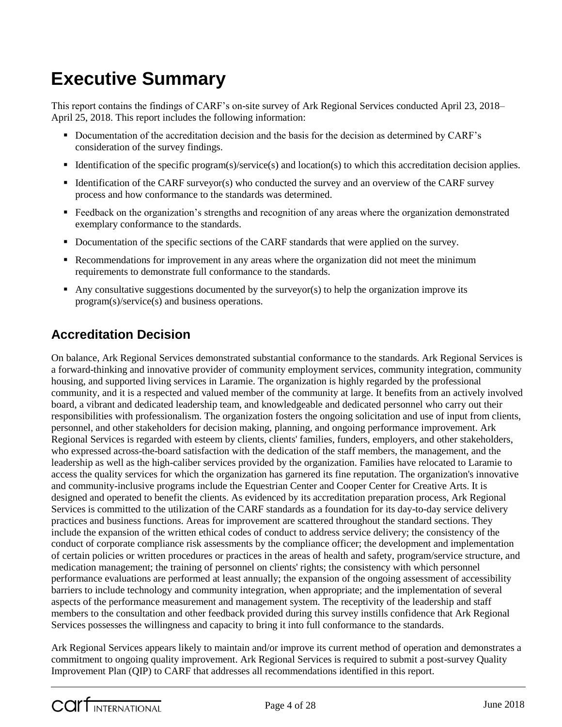# Executive Summary

This report contains the findings of CARF's on-site survey of Ark Regional Services conducted April 23, 2018–April 25, 2018. This report includes the following information:

- Documentation of the accreditation decision and the basis for the decision as determined by CARF's consideration of the survey findings.
- Identification of the specific program(s)/service(s) and location(s) to which this accreditation decision applies.
- Identification of the CARF surveyor(s) who conducted the survey and an overview of the CARF survey process and how conformance to the standards was determined.
- Feedback on the organization's strengths and recognition of any areas where the organization demonstrated exemplary conformance to the standards.
- Documentation of the specific sections of the CARF standards that were applied on the survey.
- Recommendations for improvement in any areas where the organization did not meet the minimum requirements to demonstrate full conformance to the standards.
- Any consultative suggestions documented by the surveyor(s) to help the organization improve its program(s)/service(s) and business operations.

## Accreditation Decision

On balance, Ark Regional Services demonstrated substantial conformance to the standards. Ark Regional Services is a forward-thinking and innovative provider of community employment services, community integration, community housing, and supported living services in Laramie. The organization is highly regarded by the professional community, and it is a respected and valued member of the community at large. It benefits from an actively involved board, a vibrant and dedicated leadership team, and knowledgeable and dedicated personnel who carry out their responsibilities with professionalism. The organization fosters the ongoing solicitation and use of input from clients, personnel, and other stakeholders for decision making, planning, and ongoing performance improvement. Ark Regional Services is regarded with esteem by clients, clients' families, funders, employers, and other stakeholders, who expressed across-the-board satisfaction with the dedication of the staff members, the management, and the leadership as well as the high-caliber services provided by the organization. Families have relocated to Laramie to access the quality services for which the organization has garnered its fine reputation. The organization's innovative and community-inclusive programs include the Equestrian Center and Cooper Center for Creative Arts. It is designed and operated to benefit the clients. As evidenced by its accreditation preparation process, Ark Regional Services is committed to the utilization of the CARF standards as a foundation for its day-to-day service delivery practices and business functions. Areas for improvement are scattered throughout the standard sections. They include the expansion of the written ethical codes of conduct to address service delivery; the consistency of the conduct of corporate compliance risk assessments by the compliance officer; the development and implementation of certain policies or written procedures or practices in the areas of health and safety, program/service structure, and medication management; the training of personnel on clients' rights; the consistency with which personnel performance evaluations are performed at least annually; the expansion of the ongoing assessment of accessibility barriers to include technology and community integration, when appropriate; and the implementation of several aspects of the performance measurement and management system. The receptivity of the leadership and staff members to the consultation and other feedback provided during this survey instills confidence that Ark Regional Services possesses the willingness and capacity to bring it into full conformance to the standards.

Ark Regional Services appears likely to maintain and/or improve its current method of operation and demonstrates a commitment to ongoing quality improvement. Ark Regional Services is required to submit a post-survey Quality Improvement Plan (QIP) to CARF that addresses all recommendations identified in this report.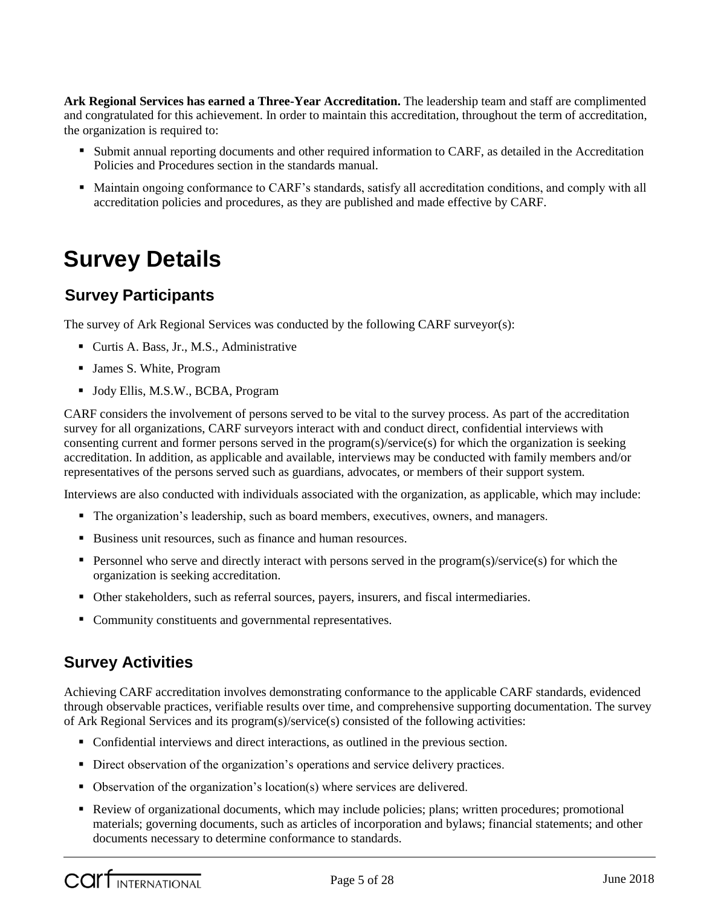**Ark Regional Services has earned a Three-Year Accreditation.** The leadership team and staff are complimented and congratulated for this achievement. In order to maintain this accreditation, throughout the term of accreditation, the organization is required to:

- Submit annual reporting documents and other required information to CARF, as detailed in the Accreditation Policies and Procedures section in the standards manual.
- Maintain ongoing conformance to CARF's standards, satisfy all accreditation conditions, and comply with all accreditation policies and procedures, as they are published and made effective by CARF.

# Survey Details

## Survey Participants

The survey of Ark Regional Services was conducted by the following CARF surveyor(s):

- Curtis A. Bass, Jr., M.S., Administrative
- James S. White, Program
- Jody Ellis, M.S.W., BCBA, Program

CARF considers the involvement of persons served to be vital to the survey process. As part of the accreditation survey for all organizations, CARF surveyors interact with and conduct direct, confidential interviews with consenting current and former persons served in the program(s)/service(s) for which the organization is seeking accreditation. In addition, as applicable and available, interviews may be conducted with family members and/or representatives of the persons served such as guardians, advocates, or members of their support system.

Interviews are also conducted with individuals associated with the organization, as applicable, which may include:

- The organization's leadership, such as board members, executives, owners, and managers.
- Business unit resources, such as finance and human resources.
- Personnel who serve and directly interact with persons served in the program(s)/service(s) for which the organization is seeking accreditation.
- Other stakeholders, such as referral sources, payers, insurers, and fiscal intermediaries.
- Community constituents and governmental representatives.

## Survey Activities

Achieving CARF accreditation involves demonstrating conformance to the applicable CARF standards, evidenced through observable practices, verifiable results over time, and comprehensive supporting documentation. The survey of Ark Regional Services and its program(s)/service(s) consisted of the following activities:

- Confidential interviews and direct interactions, as outlined in the previous section.
- Direct observation of the organization's operations and service delivery practices.
- Observation of the organization's location(s) where services are delivered.
- Review of organizational documents, which may include policies; plans; written procedures; promotional materials; governing documents, such as articles of incorporation and bylaws; financial statements; and other documents necessary to determine conformance to standards.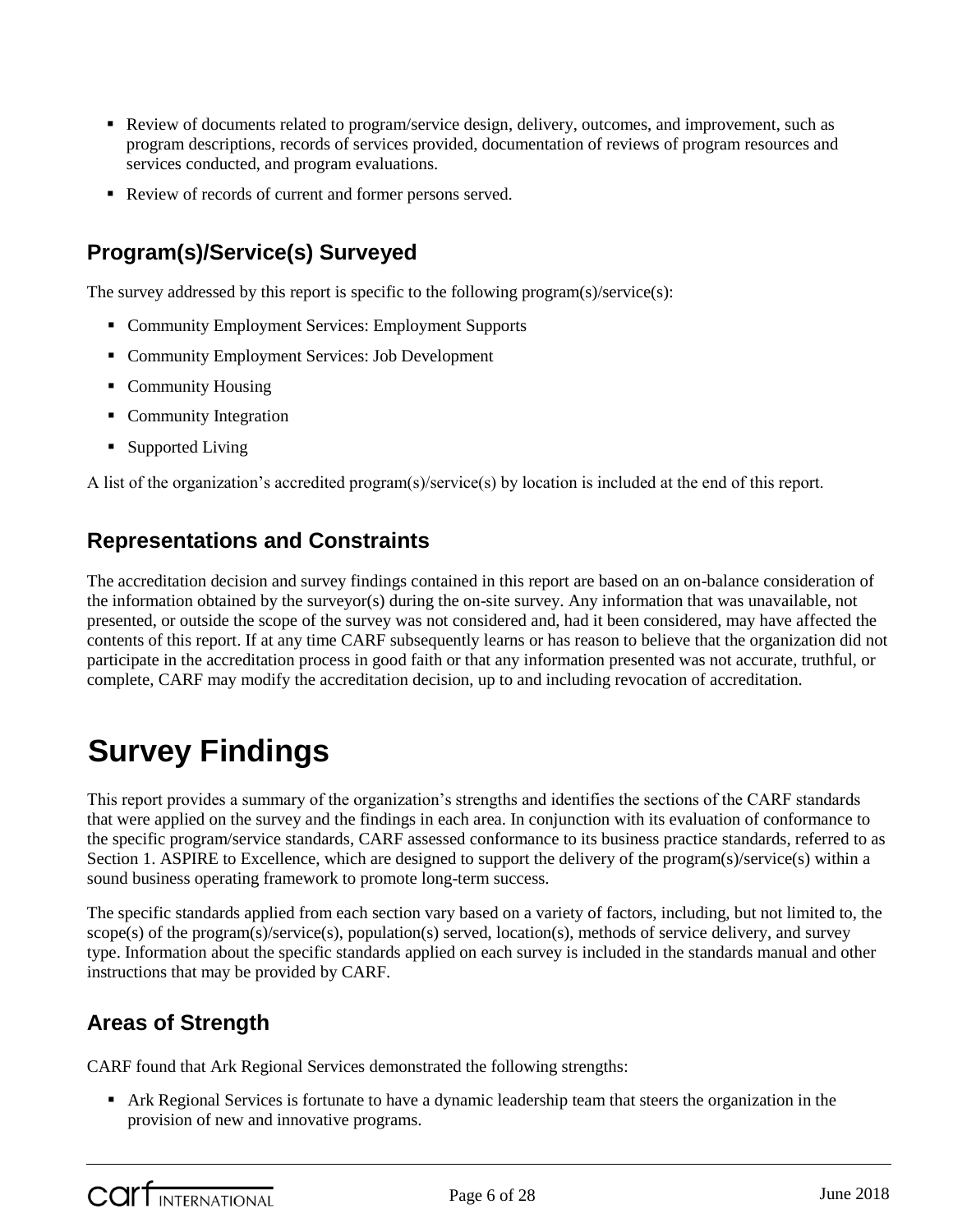- Review of documents related to program/service design, delivery, outcomes, and improvement, such as program descriptions, records of services provided, documentation of reviews of program resources and services conducted, and program evaluations.
- Review of records of current and former persons served.

## Program(s)/Service(s) Surveyed

The survey addressed by this report is specific to the following program(s)/service(s):

- Community Employment Services: Employment Supports
- Community Employment Services: Job Development
- Community Housing
- Community Integration
- Supported Living

A list of the organization's accredited program(s)/service(s) by location is included at the end of this report.

## Representations and Constraints

The accreditation decision and survey findings contained in this report are based on an on-balance consideration of the information obtained by the surveyor(s) during the on-site survey. Any information that was unavailable, not presented, or outside the scope of the survey was not considered and, had it been considered, may have affected the contents of this report. If at any time CARF subsequently learns or has reason to believe that the organization did not participate in the accreditation process in good faith or that any information presented was not accurate, truthful, or complete, CARF may modify the accreditation decision, up to and including revocation of accreditation.

# Survey Findings

This report provides a summary of the organization's strengths and identifies the sections of the CARF standards that were applied on the survey and the findings in each area. In conjunction with its evaluation of conformance to the specific program/service standards, CARF assessed conformance to its business practice standards, referred to as Section 1. ASPIRE to Excellence, which are designed to support the delivery of the program(s)/service(s) within a sound business operating framework to promote long-term success.

The specific standards applied from each section vary based on a variety of factors, including, but not limited to, the scope(s) of the program(s)/service(s), population(s) served, location(s), methods of service delivery, and survey type. Information about the specific standards applied on each survey is included in the standards manual and other instructions that may be provided by CARF.

## Areas of Strength

CARF found that Ark Regional Services demonstrated the following strengths:

- Ark Regional Services is fortunate to have a dynamic leadership team that steers the organization in the provision of new and innovative programs.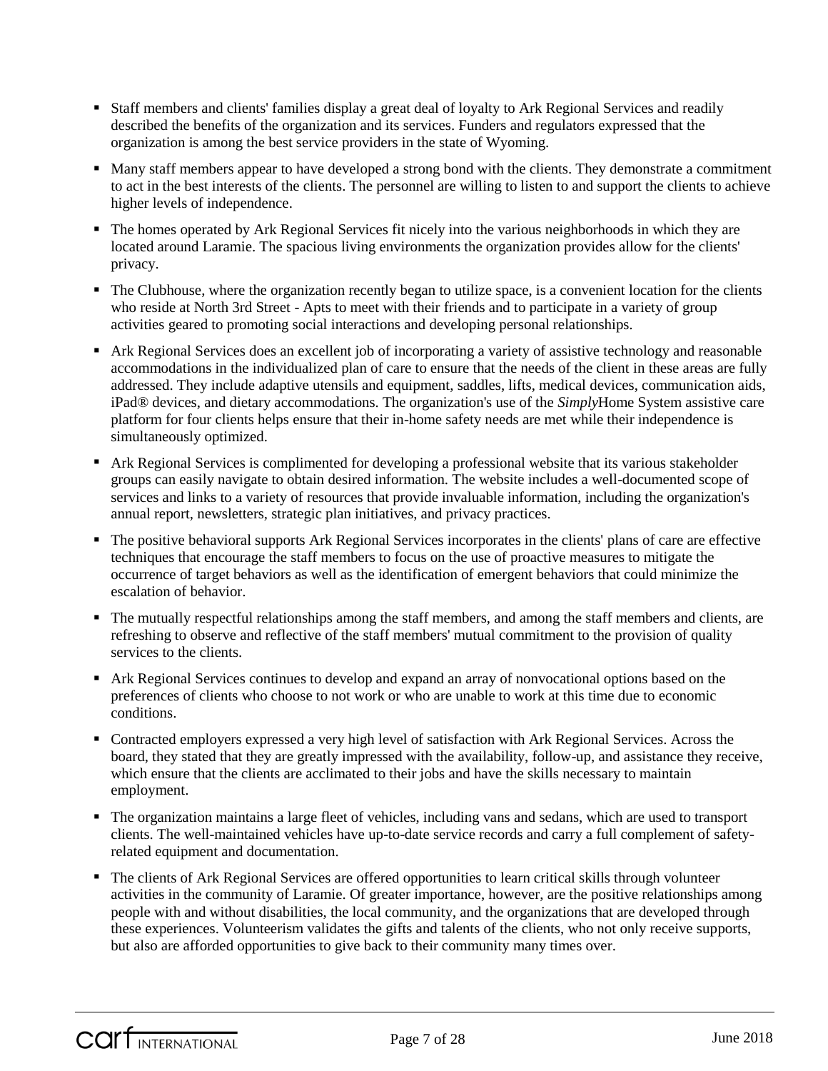- Staff members and clients' families display a great deal of loyalty to Ark Regional Services and readily described the benefits of the organization and its services. Funders and regulators expressed that the organization is among the best service providers in the state of Wyoming.
- Many staff members appear to have developed a strong bond with the clients. They demonstrate a commitment to act in the best interests of the clients. The personnel are willing to listen to and support the clients to achieve higher levels of independence.
- The homes operated by Ark Regional Services fit nicely into the various neighborhoods in which they are located around Laramie. The spacious living environments the organization provides allow for the clients' privacy.
- The Clubhouse, where the organization recently began to utilize space, is a convenient location for the clients who reside at North 3rd Street - Apts to meet with their friends and to participate in a variety of group activities geared to promoting social interactions and developing personal relationships.
- Ark Regional Services does an excellent job of incorporating a variety of assistive technology and reasonable accommodations in the individualized plan of care to ensure that the needs of the client in these areas are fully addressed. They include adaptive utensils and equipment, saddles, lifts, medical devices, communication aids, iPad® devices, and dietary accommodations. The organization's use of the *Simply*Home System assistive care platform for four clients helps ensure that their in-home safety needs are met while their independence is simultaneously optimized.
- Ark Regional Services is complimented for developing a professional website that its various stakeholder groups can easily navigate to obtain desired information. The website includes a well-documented scope of services and links to a variety of resources that provide invaluable information, including the organization's annual report, newsletters, strategic plan initiatives, and privacy practices.
- The positive behavioral supports Ark Regional Services incorporates in the clients' plans of care are effective techniques that encourage the staff members to focus on the use of proactive measures to mitigate the occurrence of target behaviors as well as the identification of emergent behaviors that could minimize the escalation of behavior.
- The mutually respectful relationships among the staff members, and among the staff members and clients, are refreshing to observe and reflective of the staff members' mutual commitment to the provision of quality services to the clients.
- Ark Regional Services continues to develop and expand an array of nonvocational options based on the preferences of clients who choose to not work or who are unable to work at this time due to economic conditions.
- Contracted employers expressed a very high level of satisfaction with Ark Regional Services. Across the board, they stated that they are greatly impressed with the availability, follow-up, and assistance they receive, which ensure that the clients are acclimated to their jobs and have the skills necessary to maintain employment.
- The organization maintains a large fleet of vehicles, including vans and sedans, which are used to transport clients. The well-maintained vehicles have up-to-date service records and carry a full complement of safety-related equipment and documentation.
- The clients of Ark Regional Services are offered opportunities to learn critical skills through volunteer activities in the community of Laramie. Of greater importance, however, are the positive relationships among people with and without disabilities, the local community, and the organizations that are developed through these experiences. Volunteerism validates the gifts and talents of the clients, who not only receive supports, but also are afforded opportunities to give back to their community many times over.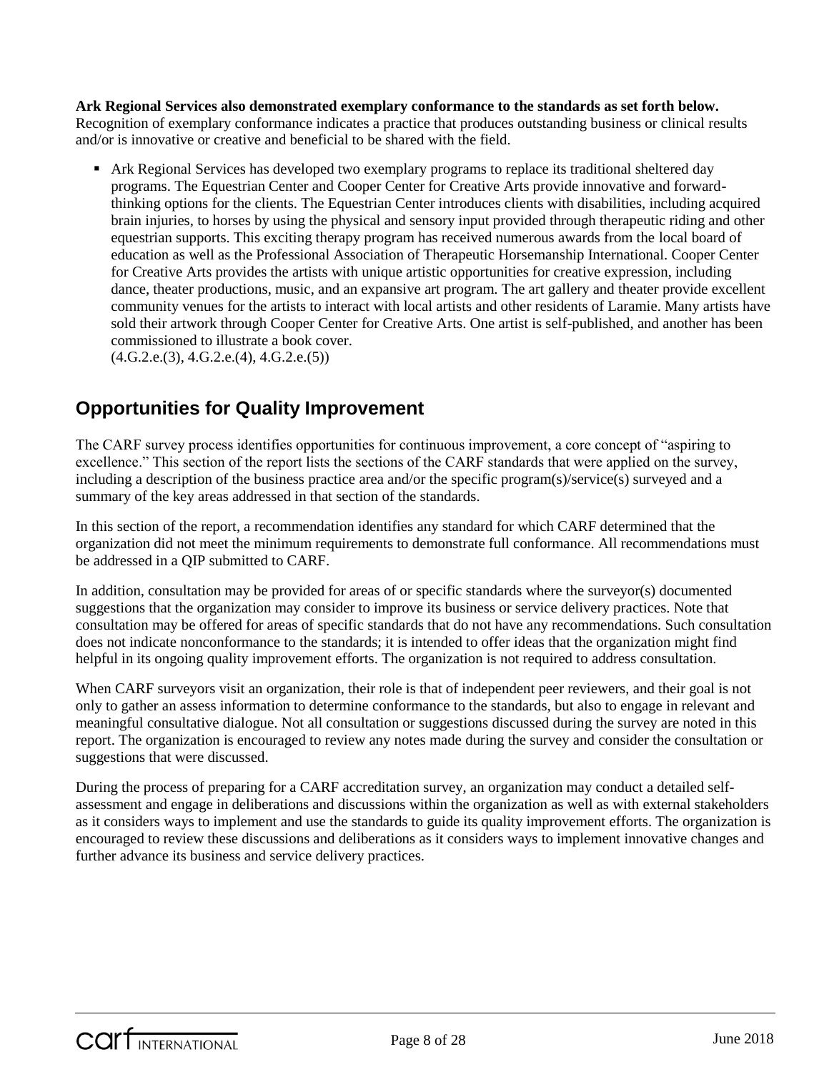**Ark Regional Services also demonstrated exemplary conformance to the standards as set forth below.** Recognition of exemplary conformance indicates a practice that produces outstanding business or clinical results and/or is innovative or creative and beneficial to be shared with the field.

- Ark Regional Services has developed two exemplary programs to replace its traditional sheltered day programs. The Equestrian Center and Cooper Center for Creative Arts provide innovative and forward-thinking options for the clients. The Equestrian Center introduces clients with disabilities, including acquired brain injuries, to horses by using the physical and sensory input provided through therapeutic riding and other equestrian supports. This exciting therapy program has received numerous awards from the local board of education as well as the Professional Association of Therapeutic Horsemanship International. Cooper Center for Creative Arts provides the artists with unique artistic opportunities for creative expression, including dance, theater productions, music, and an expansive art program. The art gallery and theater provide excellent community venues for the artists to interact with local artists and other residents of Laramie. Many artists have sold their artwork through Cooper Center for Creative Arts. One artist is self-published, and another has been commissioned to illustrate a book cover.
  (4.G.2.e.(3), 4.G.2.e.(4), 4.G.2.e.(5))

## Opportunities for Quality Improvement

The CARF survey process identifies opportunities for continuous improvement, a core concept of "aspiring to excellence." This section of the report lists the sections of the CARF standards that were applied on the survey, including a description of the business practice area and/or the specific program(s)/service(s) surveyed and a summary of the key areas addressed in that section of the standards.

In this section of the report, a recommendation identifies any standard for which CARF determined that the organization did not meet the minimum requirements to demonstrate full conformance. All recommendations must be addressed in a QIP submitted to CARF.

In addition, consultation may be provided for areas of or specific standards where the surveyor(s) documented suggestions that the organization may consider to improve its business or service delivery practices. Note that consultation may be offered for areas of specific standards that do not have any recommendations. Such consultation does not indicate nonconformance to the standards; it is intended to offer ideas that the organization might find helpful in its ongoing quality improvement efforts. The organization is not required to address consultation.

When CARF surveyors visit an organization, their role is that of independent peer reviewers, and their goal is not only to gather an assess information to determine conformance to the standards, but also to engage in relevant and meaningful consultative dialogue. Not all consultation or suggestions discussed during the survey are noted in this report. The organization is encouraged to review any notes made during the survey and consider the consultation or suggestions that were discussed.

During the process of preparing for a CARF accreditation survey, an organization may conduct a detailed self-assessment and engage in deliberations and discussions within the organization as well as with external stakeholders as it considers ways to implement and use the standards to guide its quality improvement efforts. The organization is encouraged to review these discussions and deliberations as it considers ways to implement innovative changes and further advance its business and service delivery practices.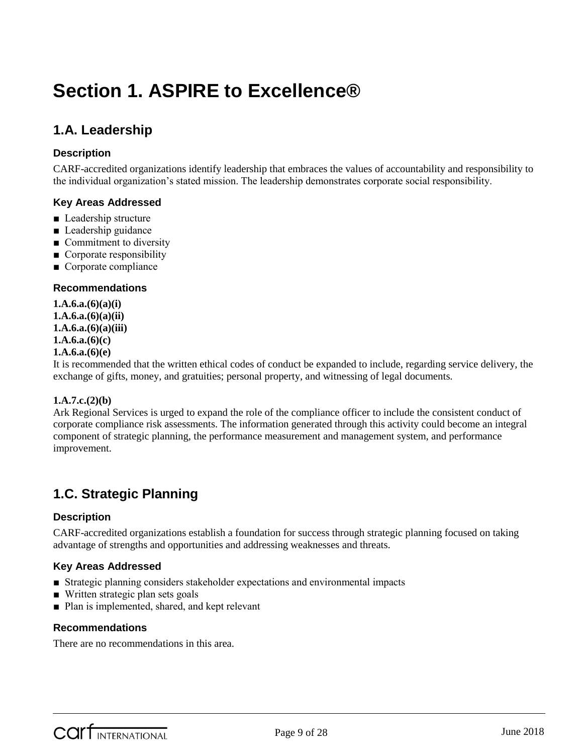# Section 1. ASPIRE to Excellence®

## 1.A. Leadership

### Description

CARF-accredited organizations identify leadership that embraces the values of accountability and responsibility to the individual organization's stated mission. The leadership demonstrates corporate social responsibility.

### Key Areas Addressed

- Leadership structure
- Leadership guidance
- Commitment to diversity
- Corporate responsibility
- Corporate compliance

### Recommendations

**1.A.6.a.(6)(a)(i)**
**1.A.6.a.(6)(a)(ii)**
**1.A.6.a.(6)(a)(iii)**
**1.A.6.a.(6)(c)**
**1.A.6.a.(6)(e)**
It is recommended that the written ethical codes of conduct be expanded to include, regarding service delivery, the exchange of gifts, money, and gratuities; personal property, and witnessing of legal documents.

**1.A.7.c.(2)(b)**
Ark Regional Services is urged to expand the role of the compliance officer to include the consistent conduct of corporate compliance risk assessments. The information generated through this activity could become an integral component of strategic planning, the performance measurement and management system, and performance improvement.

## 1.C. Strategic Planning

### Description

CARF-accredited organizations establish a foundation for success through strategic planning focused on taking advantage of strengths and opportunities and addressing weaknesses and threats.

### Key Areas Addressed

- Strategic planning considers stakeholder expectations and environmental impacts
- Written strategic plan sets goals
- Plan is implemented, shared, and kept relevant

### Recommendations

There are no recommendations in this area.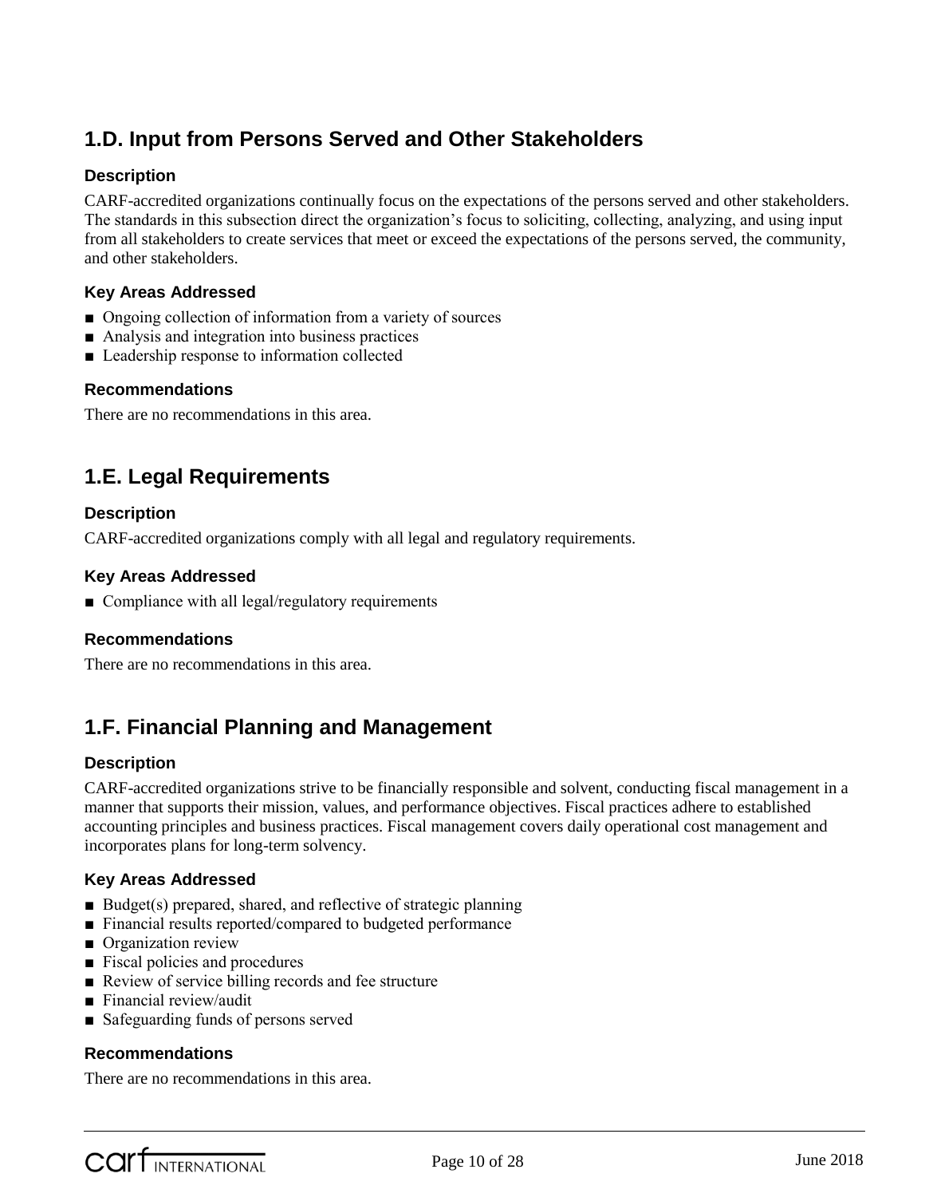## 1.D. Input from Persons Served and Other Stakeholders

### Description

CARF-accredited organizations continually focus on the expectations of the persons served and other stakeholders. The standards in this subsection direct the organization's focus to soliciting, collecting, analyzing, and using input from all stakeholders to create services that meet or exceed the expectations of the persons served, the community, and other stakeholders.

### Key Areas Addressed

- Ongoing collection of information from a variety of sources
- Analysis and integration into business practices
- Leadership response to information collected

### Recommendations

There are no recommendations in this area.

## 1.E. Legal Requirements

### Description

CARF-accredited organizations comply with all legal and regulatory requirements.

### Key Areas Addressed

- Compliance with all legal/regulatory requirements

### Recommendations

There are no recommendations in this area.

## 1.F. Financial Planning and Management

### Description

CARF-accredited organizations strive to be financially responsible and solvent, conducting fiscal management in a manner that supports their mission, values, and performance objectives. Fiscal practices adhere to established accounting principles and business practices. Fiscal management covers daily operational cost management and incorporates plans for long-term solvency.

### Key Areas Addressed

- Budget(s) prepared, shared, and reflective of strategic planning
- Financial results reported/compared to budgeted performance
- Organization review
- Fiscal policies and procedures
- Review of service billing records and fee structure
- Financial review/audit
- Safeguarding funds of persons served

### Recommendations

There are no recommendations in this area.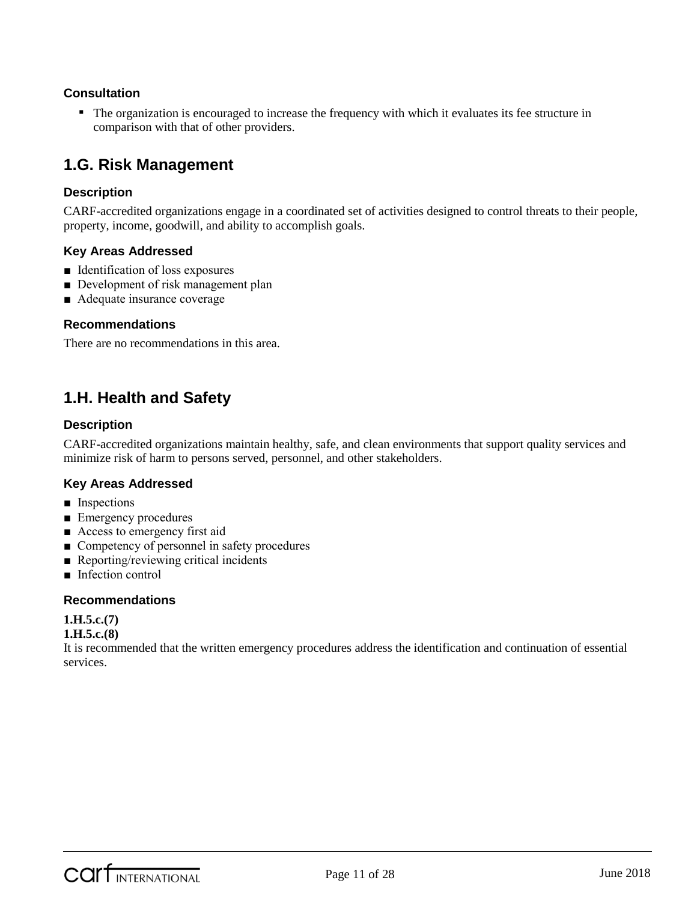#### Consultation

- The organization is encouraged to increase the frequency with which it evaluates its fee structure in comparison with that of other providers.

## 1.G. Risk Management

#### Description

CARF-accredited organizations engage in a coordinated set of activities designed to control threats to their people, property, income, goodwill, and ability to accomplish goals.

#### Key Areas Addressed

- Identification of loss exposures
- Development of risk management plan
- Adequate insurance coverage

#### Recommendations

There are no recommendations in this area.

## 1.H. Health and Safety

#### Description

CARF-accredited organizations maintain healthy, safe, and clean environments that support quality services and minimize risk of harm to persons served, personnel, and other stakeholders.

#### Key Areas Addressed

- Inspections
- Emergency procedures
- Access to emergency first aid
- Competency of personnel in safety procedures
- Reporting/reviewing critical incidents
- Infection control

#### Recommendations

**1.H.5.c.(7)**
**1.H.5.c.(8)**
It is recommended that the written emergency procedures address the identification and continuation of essential services.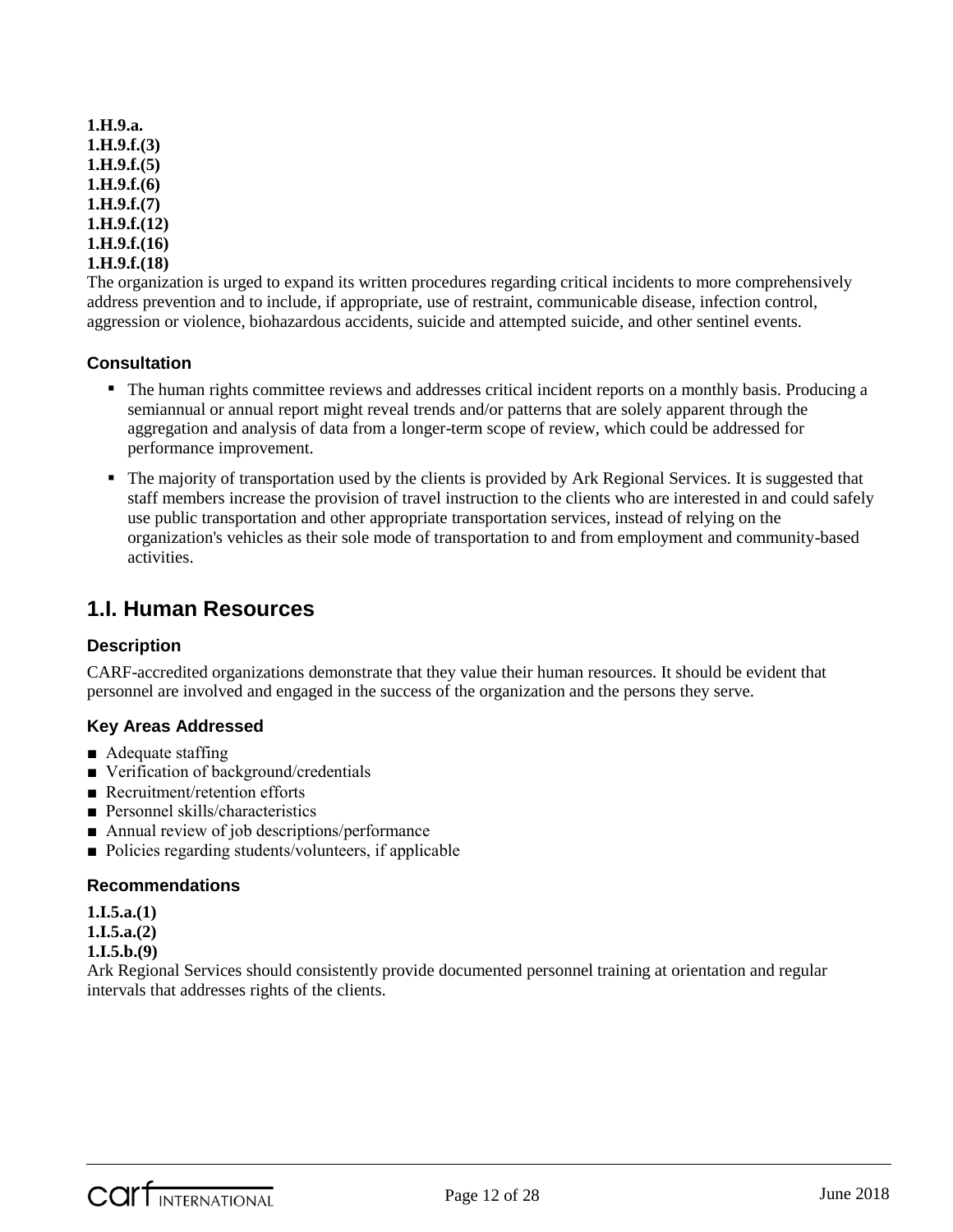**1.H.9.a.**
**1.H.9.f.(3)**
**1.H.9.f.(5)**
**1.H.9.f.(6)**
**1.H.9.f.(7)**
**1.H.9.f.(12)**
**1.H.9.f.(16)**
**1.H.9.f.(18)**

The organization is urged to expand its written procedures regarding critical incidents to more comprehensively address prevention and to include, if appropriate, use of restraint, communicable disease, infection control, aggression or violence, biohazardous accidents, suicide and attempted suicide, and other sentinel events.

### Consultation

- The human rights committee reviews and addresses critical incident reports on a monthly basis. Producing a semiannual or annual report might reveal trends and/or patterns that are solely apparent through the aggregation and analysis of data from a longer-term scope of review, which could be addressed for performance improvement.
- The majority of transportation used by the clients is provided by Ark Regional Services. It is suggested that staff members increase the provision of travel instruction to the clients who are interested in and could safely use public transportation and other appropriate transportation services, instead of relying on the organization's vehicles as their sole mode of transportation to and from employment and community-based activities.

## 1.I. Human Resources

### Description

CARF-accredited organizations demonstrate that they value their human resources. It should be evident that personnel are involved and engaged in the success of the organization and the persons they serve.

### Key Areas Addressed

- Adequate staffing
- Verification of background/credentials
- Recruitment/retention efforts
- Personnel skills/characteristics
- Annual review of job descriptions/performance
- Policies regarding students/volunteers, if applicable

### Recommendations

**1.I.5.a.(1)**
**1.I.5.a.(2)**
**1.I.5.b.(9)**

Ark Regional Services should consistently provide documented personnel training at orientation and regular intervals that addresses rights of the clients.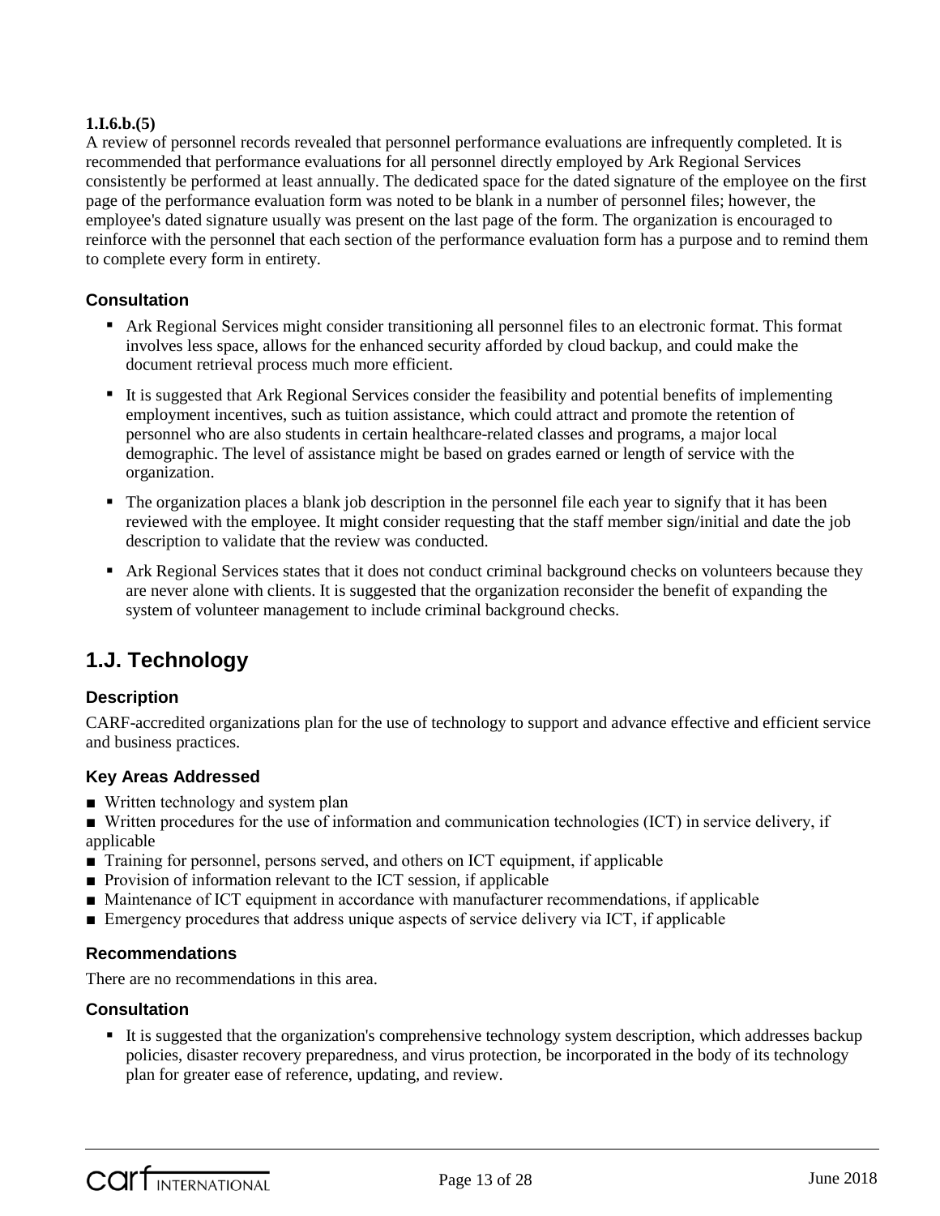**1.I.6.b.(5)**

A review of personnel records revealed that personnel performance evaluations are infrequently completed. It is recommended that performance evaluations for all personnel directly employed by Ark Regional Services consistently be performed at least annually. The dedicated space for the dated signature of the employee on the first page of the performance evaluation form was noted to be blank in a number of personnel files; however, the employee's dated signature usually was present on the last page of the form. The organization is encouraged to reinforce with the personnel that each section of the performance evaluation form has a purpose and to remind them to complete every form in entirety.

### Consultation

- Ark Regional Services might consider transitioning all personnel files to an electronic format. This format involves less space, allows for the enhanced security afforded by cloud backup, and could make the document retrieval process much more efficient.
- It is suggested that Ark Regional Services consider the feasibility and potential benefits of implementing employment incentives, such as tuition assistance, which could attract and promote the retention of personnel who are also students in certain healthcare-related classes and programs, a major local demographic. The level of assistance might be based on grades earned or length of service with the organization.
- The organization places a blank job description in the personnel file each year to signify that it has been reviewed with the employee. It might consider requesting that the staff member sign/initial and date the job description to validate that the review was conducted.
- Ark Regional Services states that it does not conduct criminal background checks on volunteers because they are never alone with clients. It is suggested that the organization reconsider the benefit of expanding the system of volunteer management to include criminal background checks.

## 1.J. Technology

### Description

CARF-accredited organizations plan for the use of technology to support and advance effective and efficient service and business practices.

### Key Areas Addressed

- Written technology and system plan
- Written procedures for the use of information and communication technologies (ICT) in service delivery, if applicable
- Training for personnel, persons served, and others on ICT equipment, if applicable
- Provision of information relevant to the ICT session, if applicable
- Maintenance of ICT equipment in accordance with manufacturer recommendations, if applicable
- Emergency procedures that address unique aspects of service delivery via ICT, if applicable

### Recommendations

There are no recommendations in this area.

### Consultation

- It is suggested that the organization's comprehensive technology system description, which addresses backup policies, disaster recovery preparedness, and virus protection, be incorporated in the body of its technology plan for greater ease of reference, updating, and review.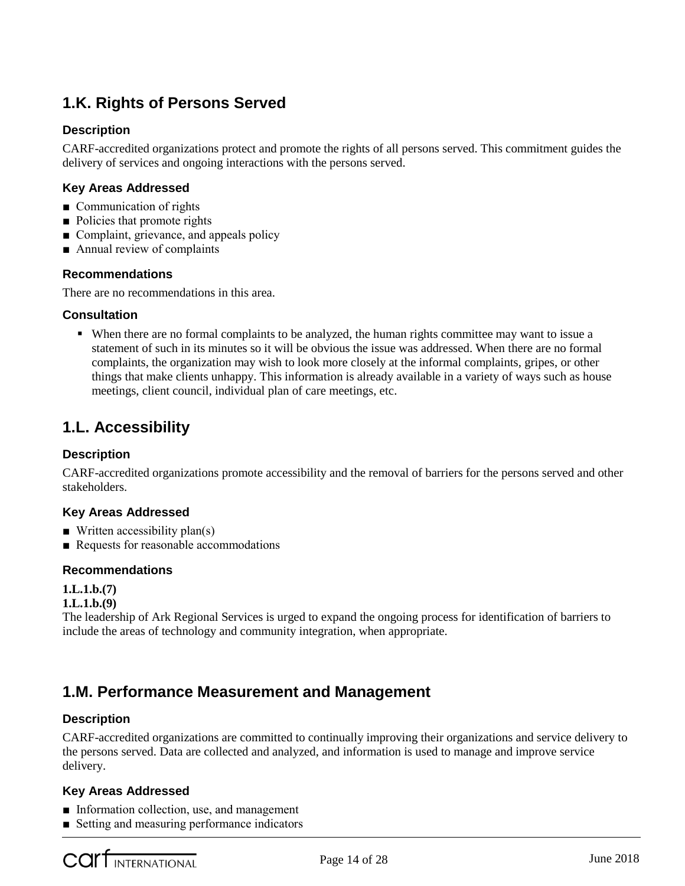## 1.K. Rights of Persons Served

### Description

CARF-accredited organizations protect and promote the rights of all persons served. This commitment guides the delivery of services and ongoing interactions with the persons served.

### Key Areas Addressed

- Communication of rights
- Policies that promote rights
- Complaint, grievance, and appeals policy
- Annual review of complaints

### Recommendations

There are no recommendations in this area.

### Consultation

- When there are no formal complaints to be analyzed, the human rights committee may want to issue a statement of such in its minutes so it will be obvious the issue was addressed. When there are no formal complaints, the organization may wish to look more closely at the informal complaints, gripes, or other things that make clients unhappy. This information is already available in a variety of ways such as house meetings, client council, individual plan of care meetings, etc.

## 1.L. Accessibility

### Description

CARF-accredited organizations promote accessibility and the removal of barriers for the persons served and other stakeholders.

### Key Areas Addressed

- Written accessibility plan(s)
- Requests for reasonable accommodations

### Recommendations

**1.L.1.b.(7)**
**1.L.1.b.(9)**
The leadership of Ark Regional Services is urged to expand the ongoing process for identification of barriers to include the areas of technology and community integration, when appropriate.

## 1.M. Performance Measurement and Management

### Description

CARF-accredited organizations are committed to continually improving their organizations and service delivery to the persons served. Data are collected and analyzed, and information is used to manage and improve service delivery.

### Key Areas Addressed

- Information collection, use, and management
- Setting and measuring performance indicators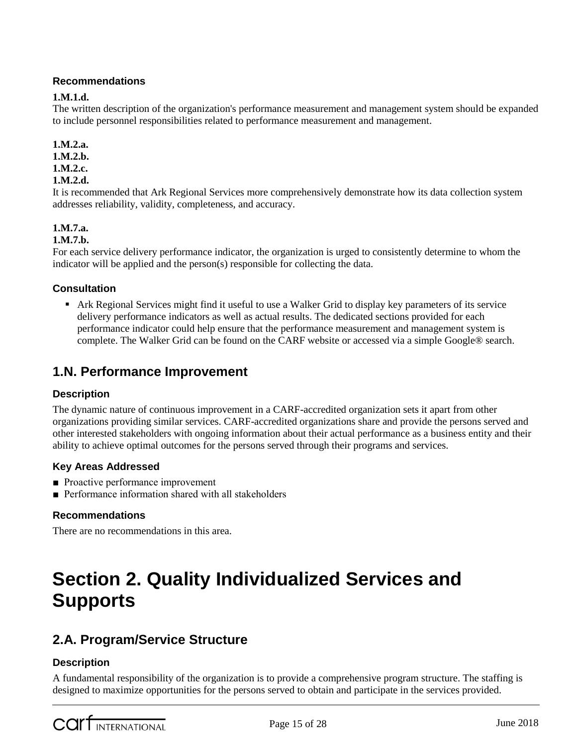### Recommendations

**1.M.1.d.**
The written description of the organization's performance measurement and management system should be expanded to include personnel responsibilities related to performance measurement and management.

**1.M.2.a.**
**1.M.2.b.**
**1.M.2.c.**
**1.M.2.d.**
It is recommended that Ark Regional Services more comprehensively demonstrate how its data collection system addresses reliability, validity, completeness, and accuracy.

**1.M.7.a.**
**1.M.7.b.**
For each service delivery performance indicator, the organization is urged to consistently determine to whom the indicator will be applied and the person(s) responsible for collecting the data.

### Consultation

- Ark Regional Services might find it useful to use a Walker Grid to display key parameters of its service delivery performance indicators as well as actual results. The dedicated sections provided for each performance indicator could help ensure that the performance measurement and management system is complete. The Walker Grid can be found on the CARF website or accessed via a simple Google® search.

## 1.N. Performance Improvement

### Description

The dynamic nature of continuous improvement in a CARF-accredited organization sets it apart from other organizations providing similar services. CARF-accredited organizations share and provide the persons served and other interested stakeholders with ongoing information about their actual performance as a business entity and their ability to achieve optimal outcomes for the persons served through their programs and services.

### Key Areas Addressed

- Proactive performance improvement
- Performance information shared with all stakeholders

### Recommendations

There are no recommendations in this area.

# Section 2. Quality Individualized Services and Supports

## 2.A. Program/Service Structure

### Description

A fundamental responsibility of the organization is to provide a comprehensive program structure. The staffing is designed to maximize opportunities for the persons served to obtain and participate in the services provided.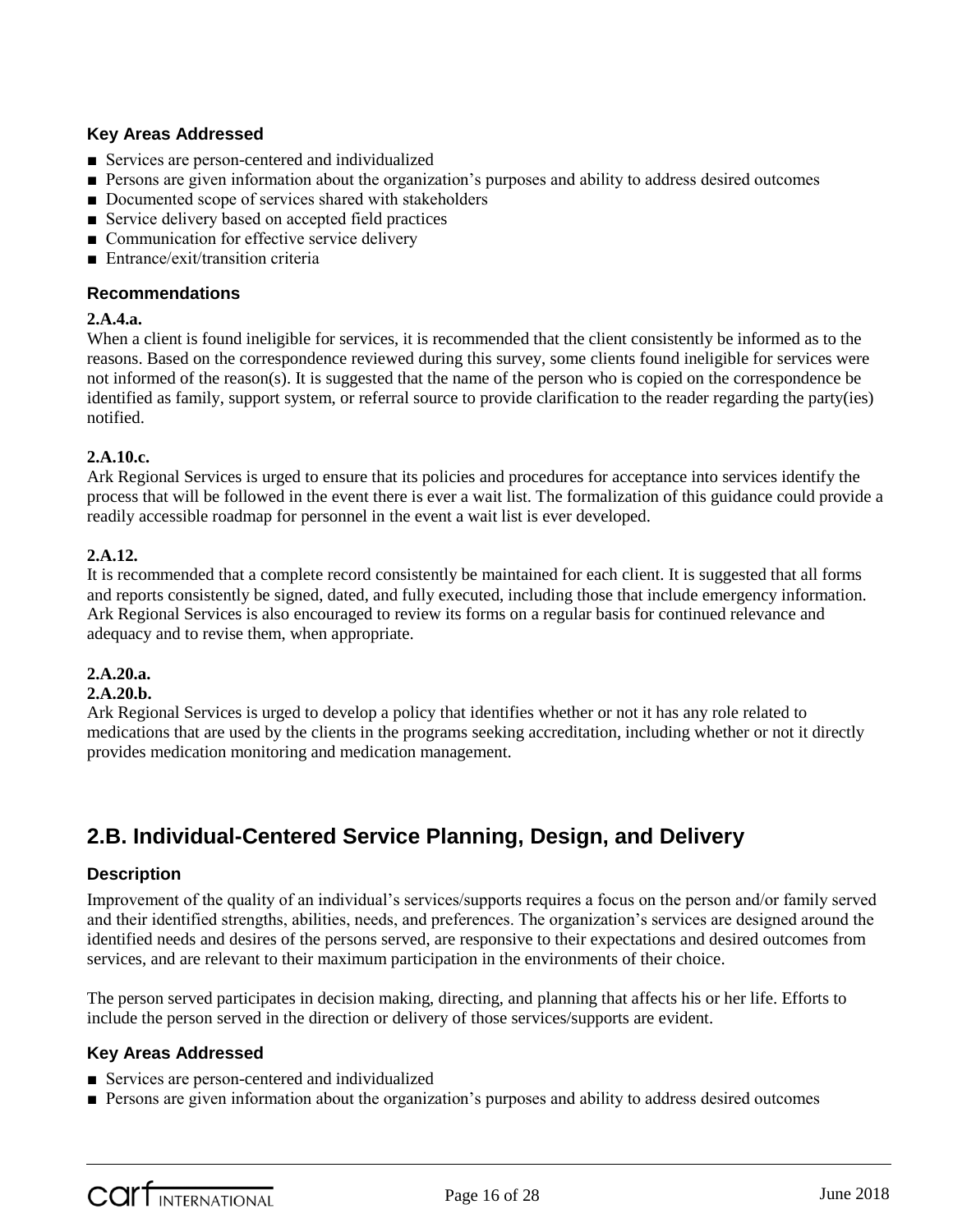### Key Areas Addressed

- Services are person-centered and individualized
- Persons are given information about the organization's purposes and ability to address desired outcomes
- Documented scope of services shared with stakeholders
- Service delivery based on accepted field practices
- Communication for effective service delivery
- Entrance/exit/transition criteria

### Recommendations

**2.A.4.a.**

When a client is found ineligible for services, it is recommended that the client consistently be informed as to the reasons. Based on the correspondence reviewed during this survey, some clients found ineligible for services were not informed of the reason(s). It is suggested that the name of the person who is copied on the correspondence be identified as family, support system, or referral source to provide clarification to the reader regarding the party(ies) notified.

**2.A.10.c.**

Ark Regional Services is urged to ensure that its policies and procedures for acceptance into services identify the process that will be followed in the event there is ever a wait list. The formalization of this guidance could provide a readily accessible roadmap for personnel in the event a wait list is ever developed.

**2.A.12.**

It is recommended that a complete record consistently be maintained for each client. It is suggested that all forms and reports consistently be signed, dated, and fully executed, including those that include emergency information. Ark Regional Services is also encouraged to review its forms on a regular basis for continued relevance and adequacy and to revise them, when appropriate.

**2.A.20.a.**
**2.A.20.b.**

Ark Regional Services is urged to develop a policy that identifies whether or not it has any role related to medications that are used by the clients in the programs seeking accreditation, including whether or not it directly provides medication monitoring and medication management.

## 2.B. Individual-Centered Service Planning, Design, and Delivery

### Description

Improvement of the quality of an individual's services/supports requires a focus on the person and/or family served and their identified strengths, abilities, needs, and preferences. The organization's services are designed around the identified needs and desires of the persons served, are responsive to their expectations and desired outcomes from services, and are relevant to their maximum participation in the environments of their choice.

The person served participates in decision making, directing, and planning that affects his or her life. Efforts to include the person served in the direction or delivery of those services/supports are evident.

### Key Areas Addressed

- Services are person-centered and individualized
- Persons are given information about the organization's purposes and ability to address desired outcomes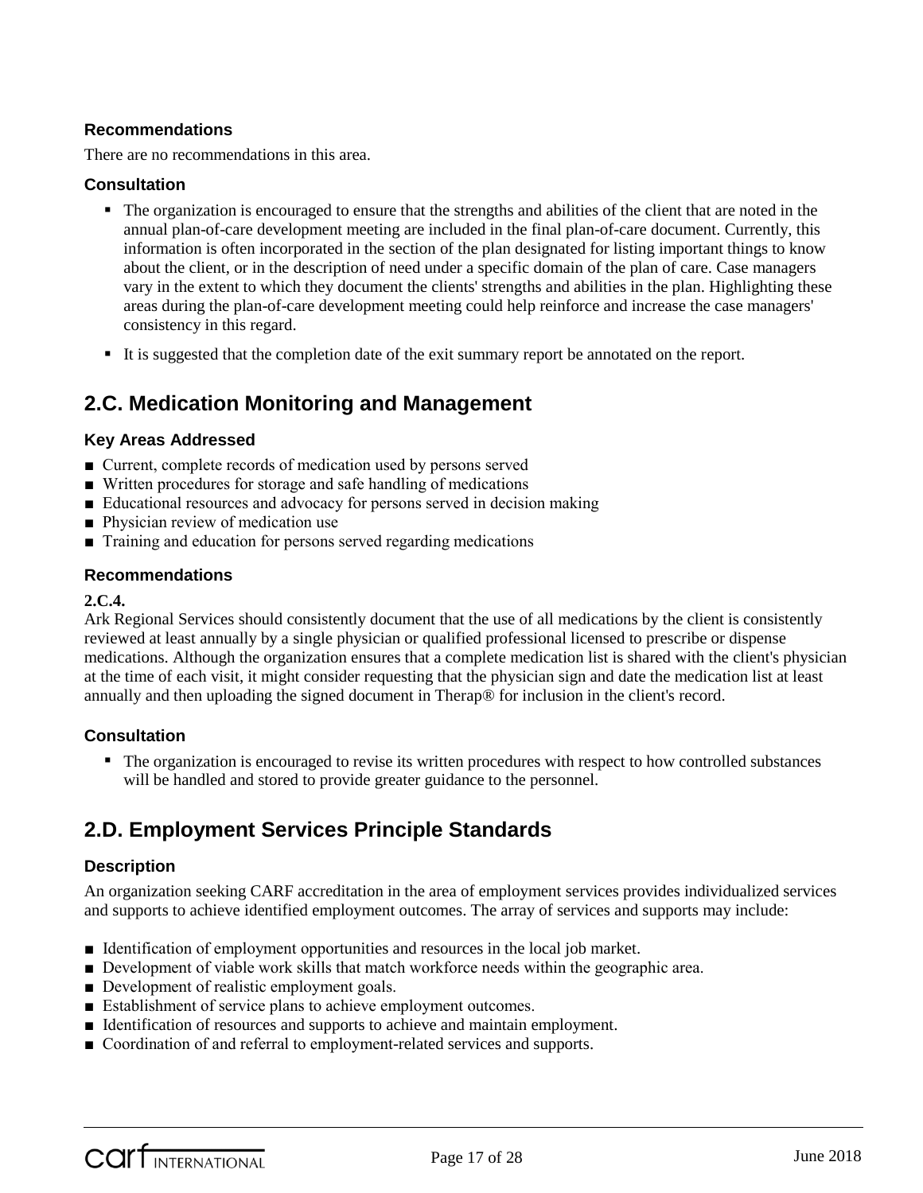### Recommendations

There are no recommendations in this area.

### Consultation

- The organization is encouraged to ensure that the strengths and abilities of the client that are noted in the annual plan-of-care development meeting are included in the final plan-of-care document. Currently, this information is often incorporated in the section of the plan designated for listing important things to know about the client, or in the description of need under a specific domain of the plan of care. Case managers vary in the extent to which they document the clients' strengths and abilities in the plan. Highlighting these areas during the plan-of-care development meeting could help reinforce and increase the case managers' consistency in this regard.
- It is suggested that the completion date of the exit summary report be annotated on the report.

## 2.C. Medication Monitoring and Management

### Key Areas Addressed

- Current, complete records of medication used by persons served
- Written procedures for storage and safe handling of medications
- Educational resources and advocacy for persons served in decision making
- Physician review of medication use
- Training and education for persons served regarding medications

### Recommendations

**2.C.4.**
Ark Regional Services should consistently document that the use of all medications by the client is consistently reviewed at least annually by a single physician or qualified professional licensed to prescribe or dispense medications. Although the organization ensures that a complete medication list is shared with the client's physician at the time of each visit, it might consider requesting that the physician sign and date the medication list at least annually and then uploading the signed document in Therap® for inclusion in the client's record.

### Consultation

- The organization is encouraged to revise its written procedures with respect to how controlled substances will be handled and stored to provide greater guidance to the personnel.

## 2.D. Employment Services Principle Standards

### Description

An organization seeking CARF accreditation in the area of employment services provides individualized services and supports to achieve identified employment outcomes. The array of services and supports may include:

- Identification of employment opportunities and resources in the local job market.
- Development of viable work skills that match workforce needs within the geographic area.
- Development of realistic employment goals.
- Establishment of service plans to achieve employment outcomes.
- Identification of resources and supports to achieve and maintain employment.
- Coordination of and referral to employment-related services and supports.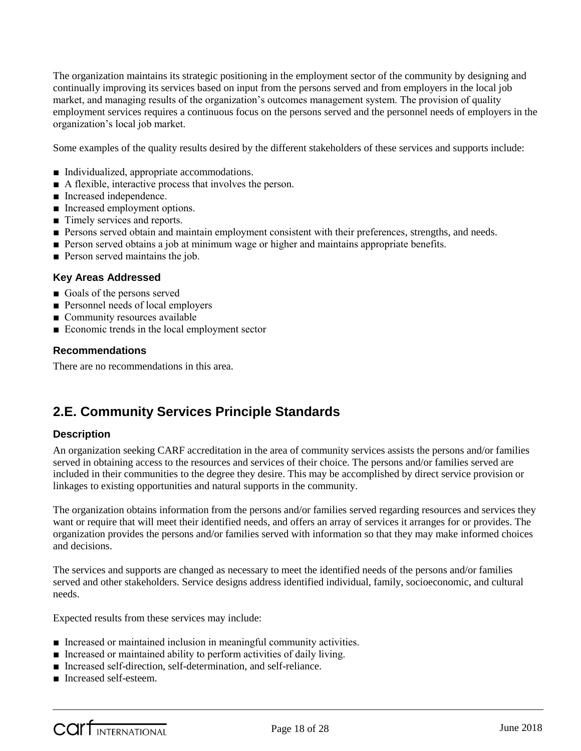The organization maintains its strategic positioning in the employment sector of the community by designing and continually improving its services based on input from the persons served and from employers in the local job market, and managing results of the organization's outcomes management system. The provision of quality employment services requires a continuous focus on the persons served and the personnel needs of employers in the organization's local job market.

Some examples of the quality results desired by the different stakeholders of these services and supports include:

- Individualized, appropriate accommodations.
- A flexible, interactive process that involves the person.
- Increased independence.
- Increased employment options.
- Timely services and reports.
- Persons served obtain and maintain employment consistent with their preferences, strengths, and needs.
- Person served obtains a job at minimum wage or higher and maintains appropriate benefits.
- Person served maintains the job.

### Key Areas Addressed

- Goals of the persons served
- Personnel needs of local employers
- Community resources available
- Economic trends in the local employment sector

### Recommendations

There are no recommendations in this area.

## 2.E. Community Services Principle Standards

### Description

An organization seeking CARF accreditation in the area of community services assists the persons and/or families served in obtaining access to the resources and services of their choice. The persons and/or families served are included in their communities to the degree they desire. This may be accomplished by direct service provision or linkages to existing opportunities and natural supports in the community.

The organization obtains information from the persons and/or families served regarding resources and services they want or require that will meet their identified needs, and offers an array of services it arranges for or provides. The organization provides the persons and/or families served with information so that they may make informed choices and decisions.

The services and supports are changed as necessary to meet the identified needs of the persons and/or families served and other stakeholders. Service designs address identified individual, family, socioeconomic, and cultural needs.

Expected results from these services may include:

- Increased or maintained inclusion in meaningful community activities.
- Increased or maintained ability to perform activities of daily living.
- Increased self-direction, self-determination, and self-reliance.
- Increased self-esteem.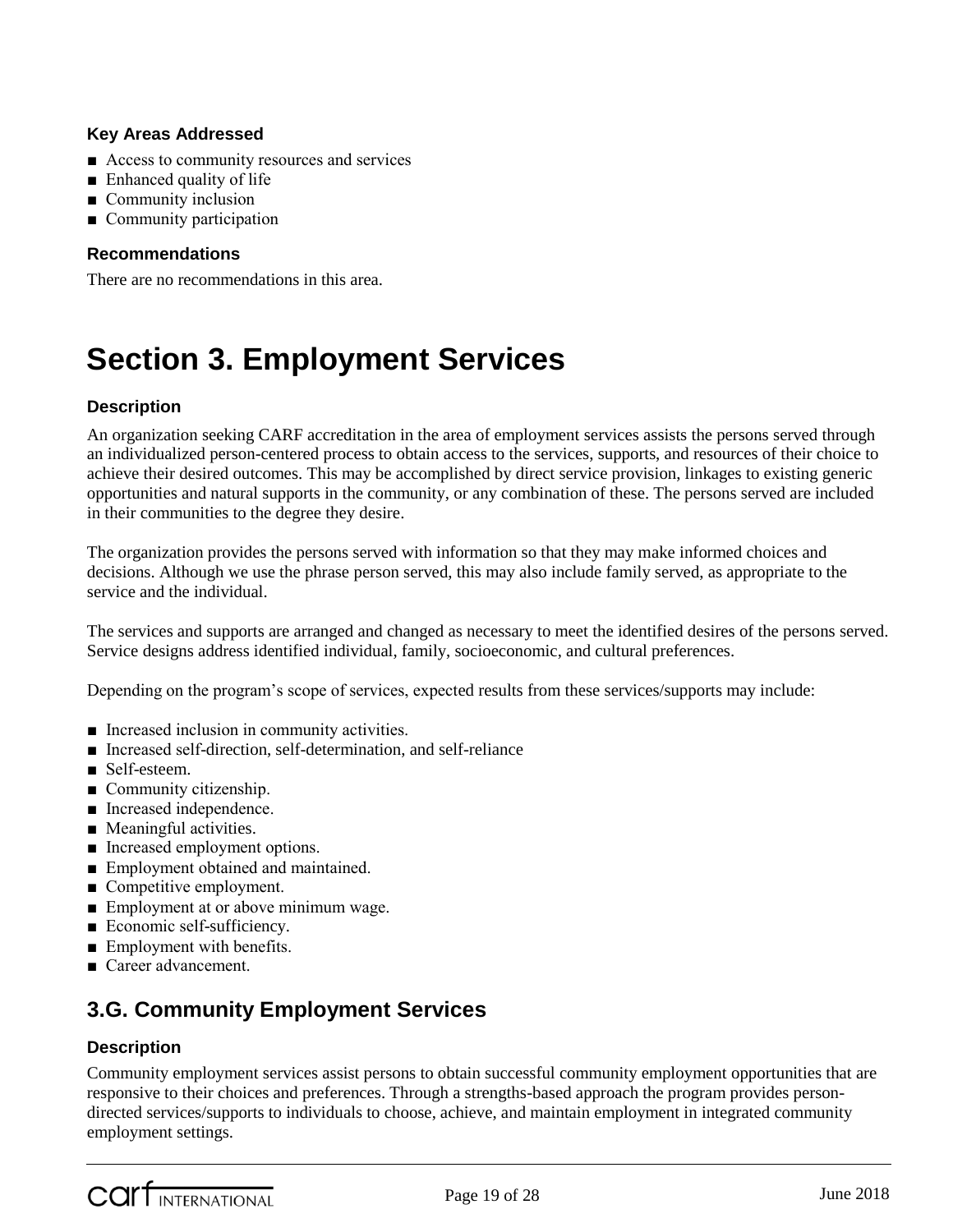### Key Areas Addressed

- Access to community resources and services
- Enhanced quality of life
- Community inclusion
- Community participation

### Recommendations

There are no recommendations in this area.

# Section 3. Employment Services

### Description

An organization seeking CARF accreditation in the area of employment services assists the persons served through an individualized person-centered process to obtain access to the services, supports, and resources of their choice to achieve their desired outcomes. This may be accomplished by direct service provision, linkages to existing generic opportunities and natural supports in the community, or any combination of these. The persons served are included in their communities to the degree they desire.

The organization provides the persons served with information so that they may make informed choices and decisions. Although we use the phrase person served, this may also include family served, as appropriate to the service and the individual.

The services and supports are arranged and changed as necessary to meet the identified desires of the persons served. Service designs address identified individual, family, socioeconomic, and cultural preferences.

Depending on the program's scope of services, expected results from these services/supports may include:

- Increased inclusion in community activities.
- Increased self-direction, self-determination, and self-reliance
- Self-esteem.
- Community citizenship.
- Increased independence.
- Meaningful activities.
- Increased employment options.
- Employment obtained and maintained.
- Competitive employment.
- Employment at or above minimum wage.
- Economic self-sufficiency.
- Employment with benefits.
- Career advancement.

## 3.G. Community Employment Services

### Description

Community employment services assist persons to obtain successful community employment opportunities that are responsive to their choices and preferences. Through a strengths-based approach the program provides person-directed services/supports to individuals to choose, achieve, and maintain employment in integrated community employment settings.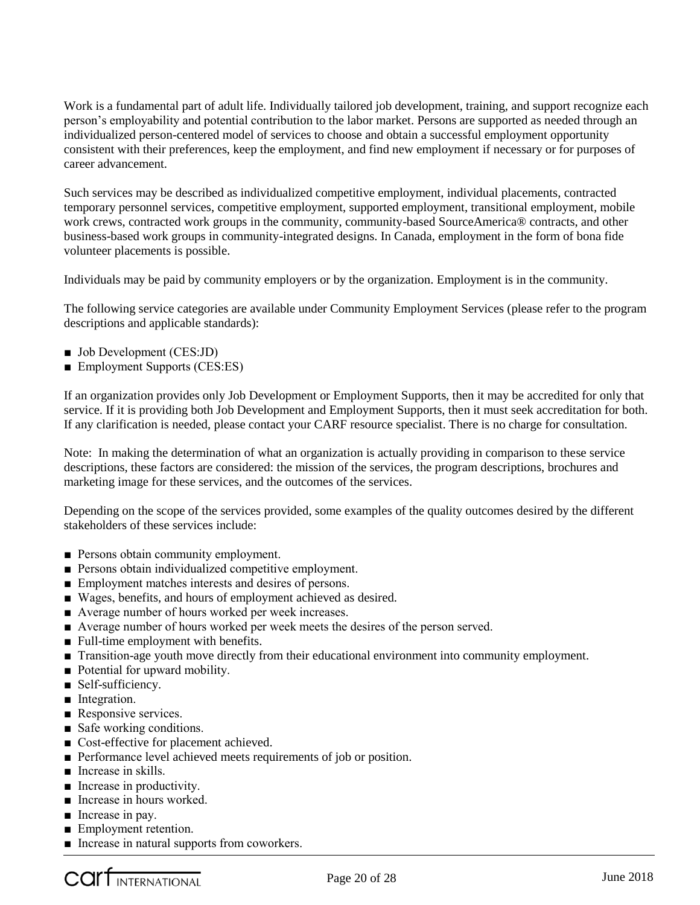Work is a fundamental part of adult life. Individually tailored job development, training, and support recognize each person's employability and potential contribution to the labor market. Persons are supported as needed through an individualized person-centered model of services to choose and obtain a successful employment opportunity consistent with their preferences, keep the employment, and find new employment if necessary or for purposes of career advancement.

Such services may be described as individualized competitive employment, individual placements, contracted temporary personnel services, competitive employment, supported employment, transitional employment, mobile work crews, contracted work groups in the community, community-based SourceAmerica® contracts, and other business-based work groups in community-integrated designs. In Canada, employment in the form of bona fide volunteer placements is possible.

Individuals may be paid by community employers or by the organization. Employment is in the community.

The following service categories are available under Community Employment Services (please refer to the program descriptions and applicable standards):

- Job Development (CES:JD)
- Employment Supports (CES:ES)

If an organization provides only Job Development or Employment Supports, then it may be accredited for only that service. If it is providing both Job Development and Employment Supports, then it must seek accreditation for both. If any clarification is needed, please contact your CARF resource specialist. There is no charge for consultation.

Note: In making the determination of what an organization is actually providing in comparison to these service descriptions, these factors are considered: the mission of the services, the program descriptions, brochures and marketing image for these services, and the outcomes of the services.

Depending on the scope of the services provided, some examples of the quality outcomes desired by the different stakeholders of these services include:

- Persons obtain community employment.
- Persons obtain individualized competitive employment.
- Employment matches interests and desires of persons.
- Wages, benefits, and hours of employment achieved as desired.
- Average number of hours worked per week increases.
- Average number of hours worked per week meets the desires of the person served.
- Full-time employment with benefits.
- Transition-age youth move directly from their educational environment into community employment.
- Potential for upward mobility.
- Self-sufficiency.
- Integration.
- Responsive services.
- Safe working conditions.
- Cost-effective for placement achieved.
- Performance level achieved meets requirements of job or position.
- Increase in skills.
- Increase in productivity.
- Increase in hours worked.
- Increase in pay.
- Employment retention.
- Increase in natural supports from coworkers.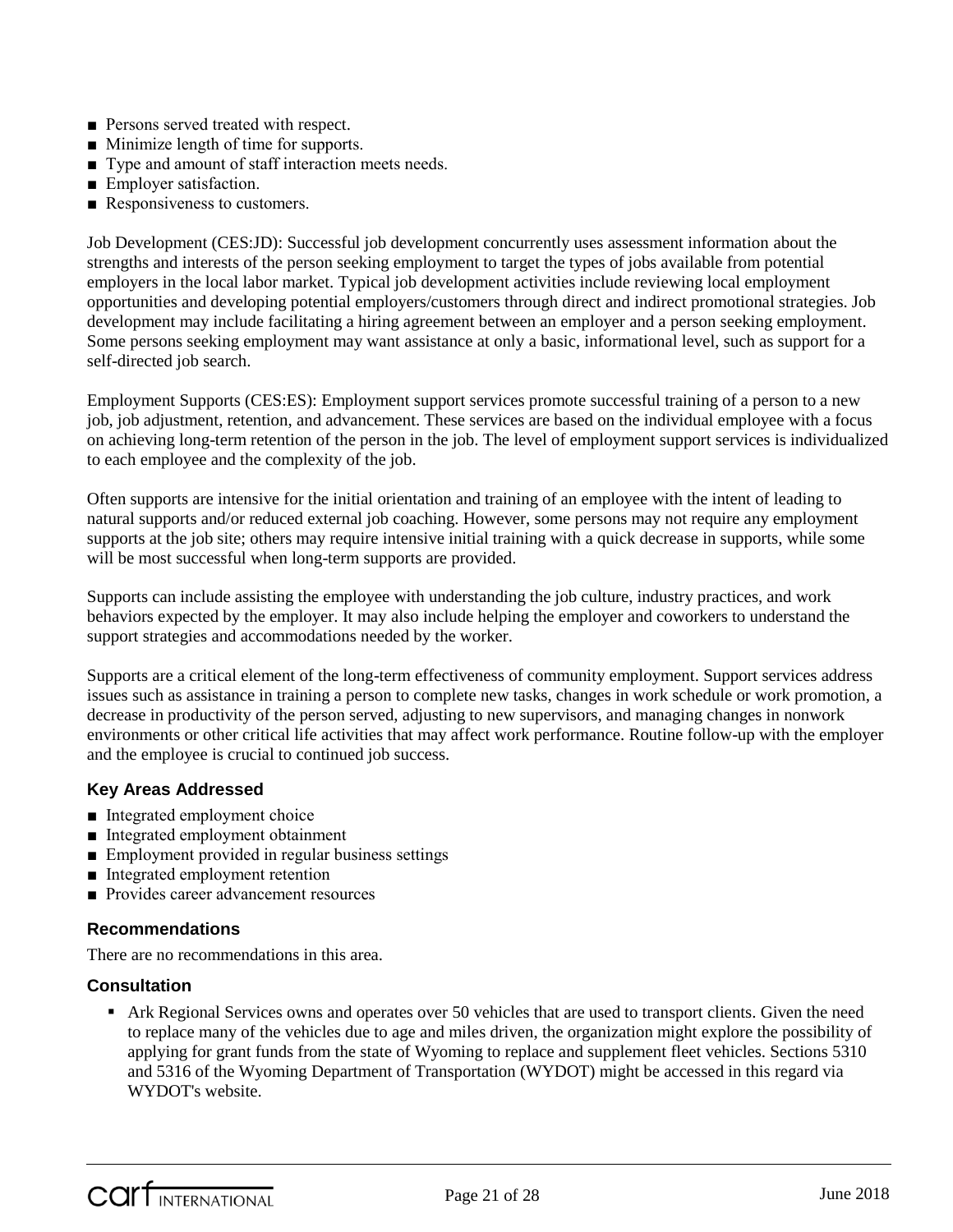- Persons served treated with respect.
- Minimize length of time for supports.
- Type and amount of staff interaction meets needs.
- Employer satisfaction.
- Responsiveness to customers.

Job Development (CES:JD): Successful job development concurrently uses assessment information about the strengths and interests of the person seeking employment to target the types of jobs available from potential employers in the local labor market. Typical job development activities include reviewing local employment opportunities and developing potential employers/customers through direct and indirect promotional strategies. Job development may include facilitating a hiring agreement between an employer and a person seeking employment. Some persons seeking employment may want assistance at only a basic, informational level, such as support for a self-directed job search.

Employment Supports (CES:ES): Employment support services promote successful training of a person to a new job, job adjustment, retention, and advancement. These services are based on the individual employee with a focus on achieving long-term retention of the person in the job. The level of employment support services is individualized to each employee and the complexity of the job.

Often supports are intensive for the initial orientation and training of an employee with the intent of leading to natural supports and/or reduced external job coaching. However, some persons may not require any employment supports at the job site; others may require intensive initial training with a quick decrease in supports, while some will be most successful when long-term supports are provided.

Supports can include assisting the employee with understanding the job culture, industry practices, and work behaviors expected by the employer. It may also include helping the employer and coworkers to understand the support strategies and accommodations needed by the worker.

Supports are a critical element of the long-term effectiveness of community employment. Support services address issues such as assistance in training a person to complete new tasks, changes in work schedule or work promotion, a decrease in productivity of the person served, adjusting to new supervisors, and managing changes in nonwork environments or other critical life activities that may affect work performance. Routine follow-up with the employer and the employee is crucial to continued job success.

### Key Areas Addressed

- Integrated employment choice
- Integrated employment obtainment
- Employment provided in regular business settings
- Integrated employment retention
- Provides career advancement resources

### Recommendations

There are no recommendations in this area.

### Consultation

- Ark Regional Services owns and operates over 50 vehicles that are used to transport clients. Given the need to replace many of the vehicles due to age and miles driven, the organization might explore the possibility of applying for grant funds from the state of Wyoming to replace and supplement fleet vehicles. Sections 5310 and 5316 of the Wyoming Department of Transportation (WYDOT) might be accessed in this regard via WYDOT's website.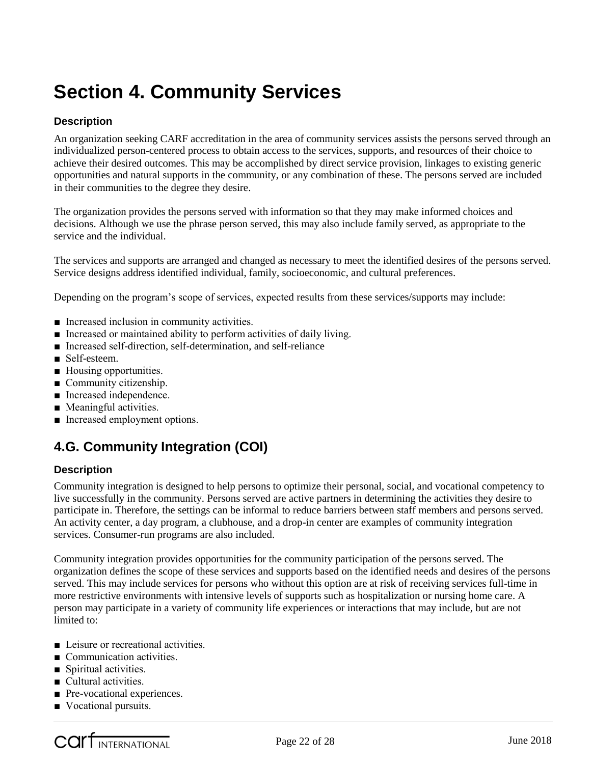# Section 4. Community Services

### Description

An organization seeking CARF accreditation in the area of community services assists the persons served through an individualized person-centered process to obtain access to the services, supports, and resources of their choice to achieve their desired outcomes. This may be accomplished by direct service provision, linkages to existing generic opportunities and natural supports in the community, or any combination of these. The persons served are included in their communities to the degree they desire.

The organization provides the persons served with information so that they may make informed choices and decisions. Although we use the phrase person served, this may also include family served, as appropriate to the service and the individual.

The services and supports are arranged and changed as necessary to meet the identified desires of the persons served. Service designs address identified individual, family, socioeconomic, and cultural preferences.

Depending on the program's scope of services, expected results from these services/supports may include:

- Increased inclusion in community activities.
- Increased or maintained ability to perform activities of daily living.
- Increased self-direction, self-determination, and self-reliance
- Self-esteem.
- Housing opportunities.
- Community citizenship.
- Increased independence.
- Meaningful activities.
- Increased employment options.

## 4.G. Community Integration (COI)

### Description

Community integration is designed to help persons to optimize their personal, social, and vocational competency to live successfully in the community. Persons served are active partners in determining the activities they desire to participate in. Therefore, the settings can be informal to reduce barriers between staff members and persons served. An activity center, a day program, a clubhouse, and a drop-in center are examples of community integration services. Consumer-run programs are also included.

Community integration provides opportunities for the community participation of the persons served. The organization defines the scope of these services and supports based on the identified needs and desires of the persons served. This may include services for persons who without this option are at risk of receiving services full-time in more restrictive environments with intensive levels of supports such as hospitalization or nursing home care. A person may participate in a variety of community life experiences or interactions that may include, but are not limited to:

- Leisure or recreational activities.
- Communication activities.
- Spiritual activities.
- Cultural activities.
- Pre-vocational experiences.
- Vocational pursuits.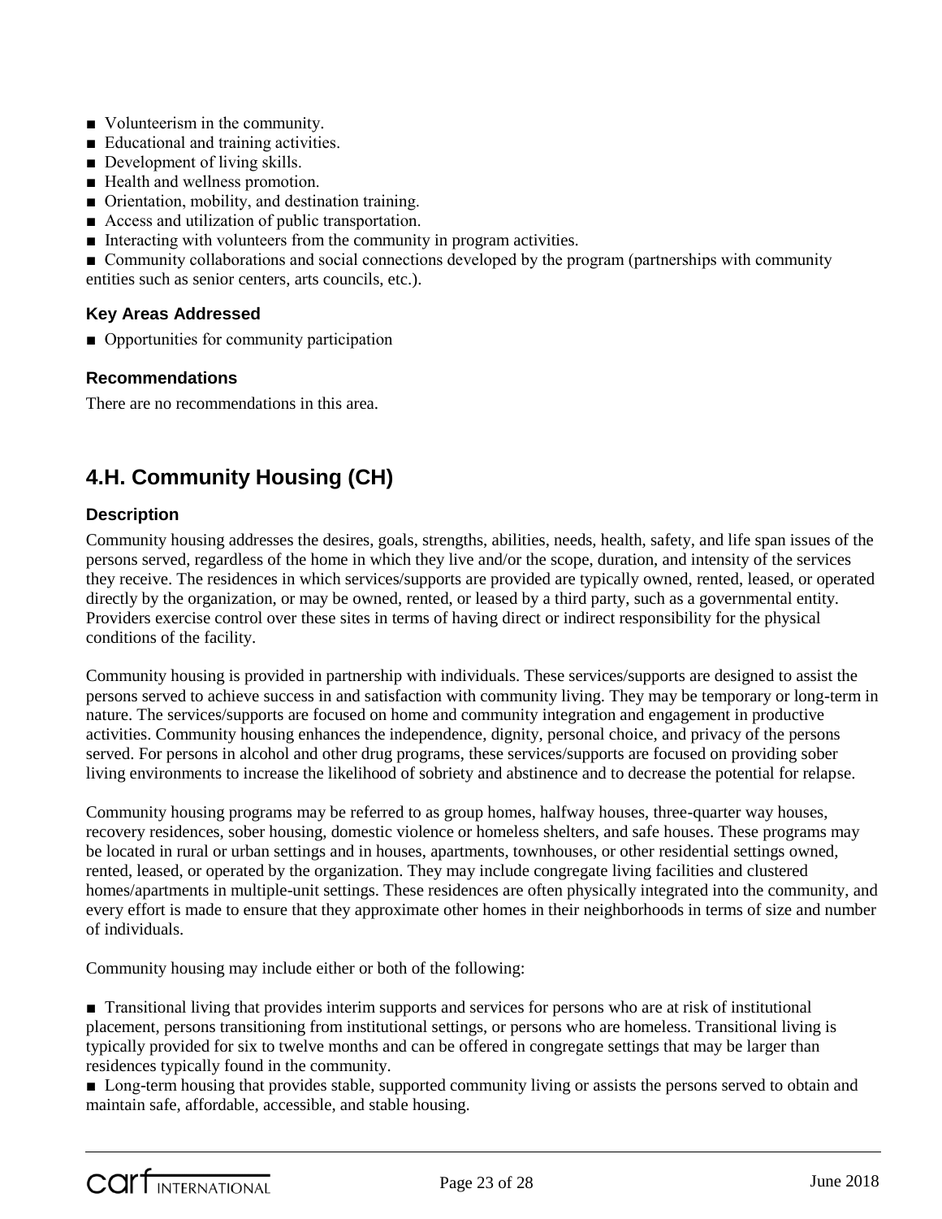- Volunteerism in the community.
- Educational and training activities.
- Development of living skills.
- Health and wellness promotion.
- Orientation, mobility, and destination training.
- Access and utilization of public transportation.
- Interacting with volunteers from the community in program activities.
- Community collaborations and social connections developed by the program (partnerships with community entities such as senior centers, arts councils, etc.).

### Key Areas Addressed

- Opportunities for community participation

### Recommendations

There are no recommendations in this area.

## 4.H. Community Housing (CH)

### Description

Community housing addresses the desires, goals, strengths, abilities, needs, health, safety, and life span issues of the persons served, regardless of the home in which they live and/or the scope, duration, and intensity of the services they receive. The residences in which services/supports are provided are typically owned, rented, leased, or operated directly by the organization, or may be owned, rented, or leased by a third party, such as a governmental entity. Providers exercise control over these sites in terms of having direct or indirect responsibility for the physical conditions of the facility.

Community housing is provided in partnership with individuals. These services/supports are designed to assist the persons served to achieve success in and satisfaction with community living. They may be temporary or long-term in nature. The services/supports are focused on home and community integration and engagement in productive activities. Community housing enhances the independence, dignity, personal choice, and privacy of the persons served. For persons in alcohol and other drug programs, these services/supports are focused on providing sober living environments to increase the likelihood of sobriety and abstinence and to decrease the potential for relapse.

Community housing programs may be referred to as group homes, halfway houses, three-quarter way houses, recovery residences, sober housing, domestic violence or homeless shelters, and safe houses. These programs may be located in rural or urban settings and in houses, apartments, townhouses, or other residential settings owned, rented, leased, or operated by the organization. They may include congregate living facilities and clustered homes/apartments in multiple-unit settings. These residences are often physically integrated into the community, and every effort is made to ensure that they approximate other homes in their neighborhoods in terms of size and number of individuals.

Community housing may include either or both of the following:

- Transitional living that provides interim supports and services for persons who are at risk of institutional placement, persons transitioning from institutional settings, or persons who are homeless. Transitional living is typically provided for six to twelve months and can be offered in congregate settings that may be larger than residences typically found in the community.
- Long-term housing that provides stable, supported community living or assists the persons served to obtain and maintain safe, affordable, accessible, and stable housing.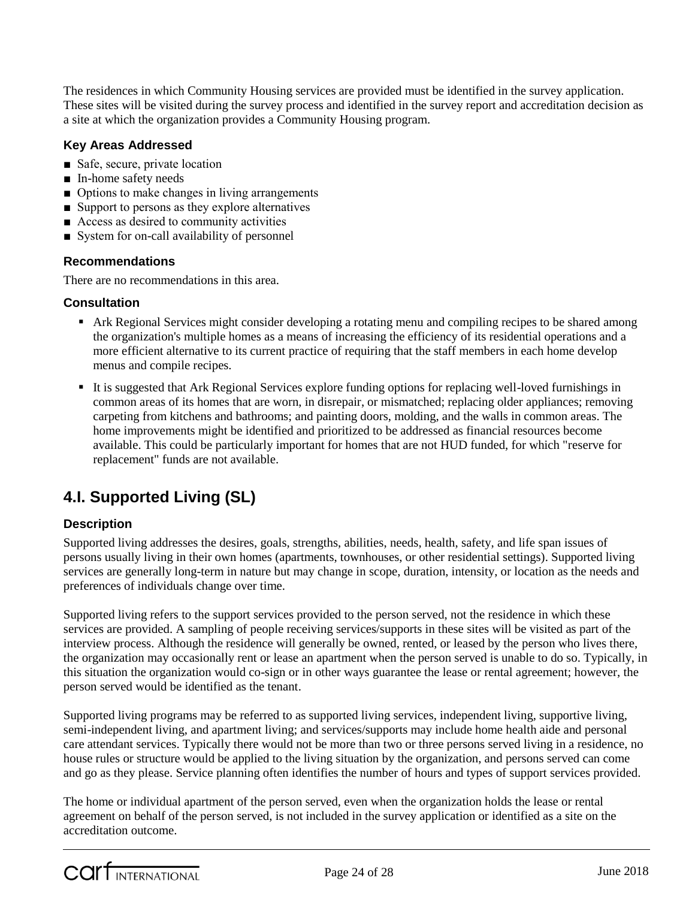The residences in which Community Housing services are provided must be identified in the survey application. These sites will be visited during the survey process and identified in the survey report and accreditation decision as a site at which the organization provides a Community Housing program.

### Key Areas Addressed

- Safe, secure, private location
- In-home safety needs
- Options to make changes in living arrangements
- Support to persons as they explore alternatives
- Access as desired to community activities
- System for on-call availability of personnel

### Recommendations

There are no recommendations in this area.

### Consultation

- Ark Regional Services might consider developing a rotating menu and compiling recipes to be shared among the organization's multiple homes as a means of increasing the efficiency of its residential operations and a more efficient alternative to its current practice of requiring that the staff members in each home develop menus and compile recipes.
- It is suggested that Ark Regional Services explore funding options for replacing well-loved furnishings in common areas of its homes that are worn, in disrepair, or mismatched; replacing older appliances; removing carpeting from kitchens and bathrooms; and painting doors, molding, and the walls in common areas. The home improvements might be identified and prioritized to be addressed as financial resources become available. This could be particularly important for homes that are not HUD funded, for which "reserve for replacement" funds are not available.

## 4.I. Supported Living (SL)

### Description

Supported living addresses the desires, goals, strengths, abilities, needs, health, safety, and life span issues of persons usually living in their own homes (apartments, townhouses, or other residential settings). Supported living services are generally long-term in nature but may change in scope, duration, intensity, or location as the needs and preferences of individuals change over time.

Supported living refers to the support services provided to the person served, not the residence in which these services are provided. A sampling of people receiving services/supports in these sites will be visited as part of the interview process. Although the residence will generally be owned, rented, or leased by the person who lives there, the organization may occasionally rent or lease an apartment when the person served is unable to do so. Typically, in this situation the organization would co-sign or in other ways guarantee the lease or rental agreement; however, the person served would be identified as the tenant.

Supported living programs may be referred to as supported living services, independent living, supportive living, semi-independent living, and apartment living; and services/supports may include home health aide and personal care attendant services. Typically there would not be more than two or three persons served living in a residence, no house rules or structure would be applied to the living situation by the organization, and persons served can come and go as they please. Service planning often identifies the number of hours and types of support services provided.

The home or individual apartment of the person served, even when the organization holds the lease or rental agreement on behalf of the person served, is not included in the survey application or identified as a site on the accreditation outcome.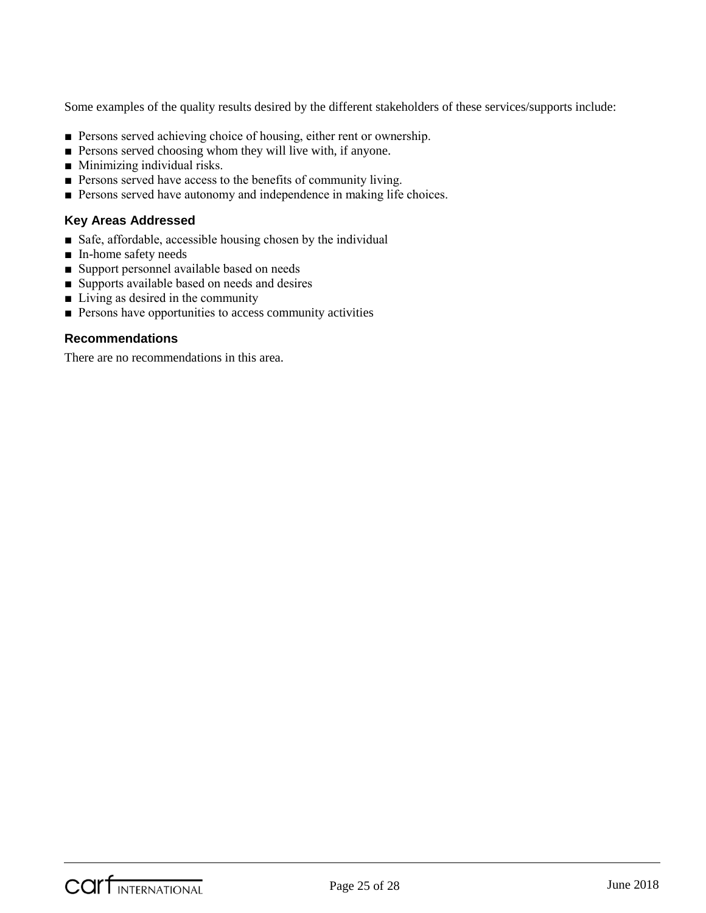Some examples of the quality results desired by the different stakeholders of these services/supports include:

- Persons served achieving choice of housing, either rent or ownership.
- Persons served choosing whom they will live with, if anyone.
- Minimizing individual risks.
- Persons served have access to the benefits of community living.
- Persons served have autonomy and independence in making life choices.

### Key Areas Addressed

- Safe, affordable, accessible housing chosen by the individual
- In-home safety needs
- Support personnel available based on needs
- Supports available based on needs and desires
- Living as desired in the community
- Persons have opportunities to access community activities

### Recommendations

There are no recommendations in this area.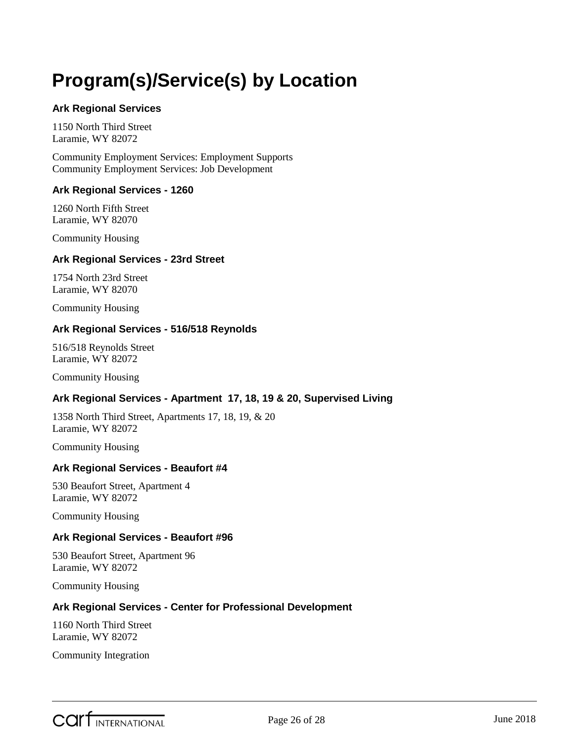# Program(s)/Service(s) by Location

### Ark Regional Services

1150 North Third Street
Laramie, WY 82072

Community Employment Services: Employment Supports
Community Employment Services: Job Development

### Ark Regional Services - 1260

1260 North Fifth Street
Laramie, WY 82070

Community Housing

### Ark Regional Services - 23rd Street

1754 North 23rd Street
Laramie, WY 82070

Community Housing

### Ark Regional Services - 516/518 Reynolds

516/518 Reynolds Street
Laramie, WY 82072

Community Housing

### Ark Regional Services - Apartment 17, 18, 19 & 20, Supervised Living

1358 North Third Street, Apartments 17, 18, 19, & 20
Laramie, WY 82072

Community Housing

### Ark Regional Services - Beaufort #4

530 Beaufort Street, Apartment 4
Laramie, WY 82072

Community Housing

### Ark Regional Services - Beaufort #96

530 Beaufort Street, Apartment 96
Laramie, WY 82072

Community Housing

### Ark Regional Services - Center for Professional Development

1160 North Third Street
Laramie, WY 82072

Community Integration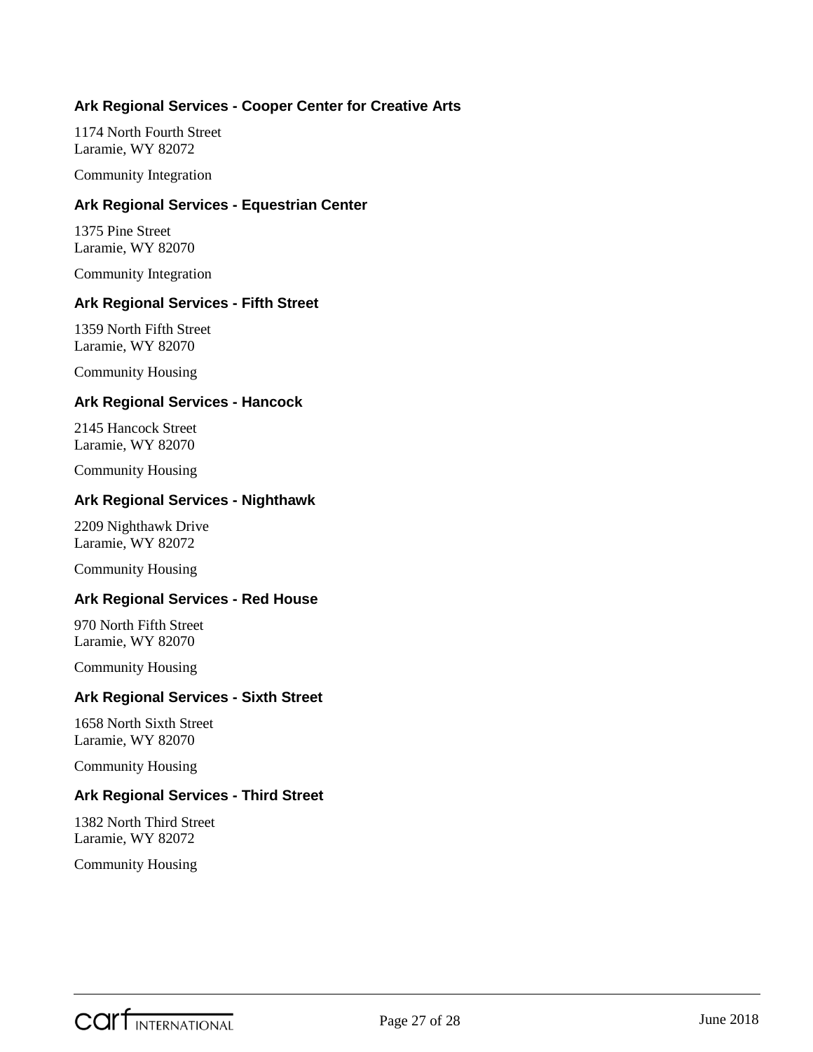**Ark Regional Services - Cooper Center for Creative Arts**

1174 North Fourth Street
Laramie, WY 82072

Community Integration

**Ark Regional Services - Equestrian Center**

1375 Pine Street
Laramie, WY 82070

Community Integration

**Ark Regional Services - Fifth Street**

1359 North Fifth Street
Laramie, WY 82070

Community Housing

**Ark Regional Services - Hancock**

2145 Hancock Street
Laramie, WY 82070

Community Housing

**Ark Regional Services - Nighthawk**

2209 Nighthawk Drive
Laramie, WY 82072

Community Housing

**Ark Regional Services - Red House**

970 North Fifth Street
Laramie, WY 82070

Community Housing

**Ark Regional Services - Sixth Street**

1658 North Sixth Street
Laramie, WY 82070

Community Housing

**Ark Regional Services - Third Street**

1382 North Third Street
Laramie, WY 82072

Community Housing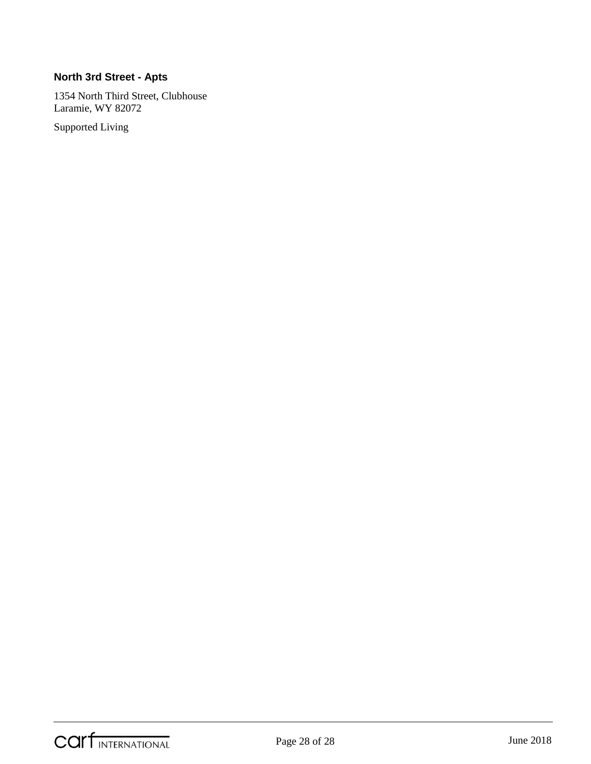**North 3rd Street - Apts**

1354 North Third Street, Clubhouse
Laramie, WY 82072

Supported Living